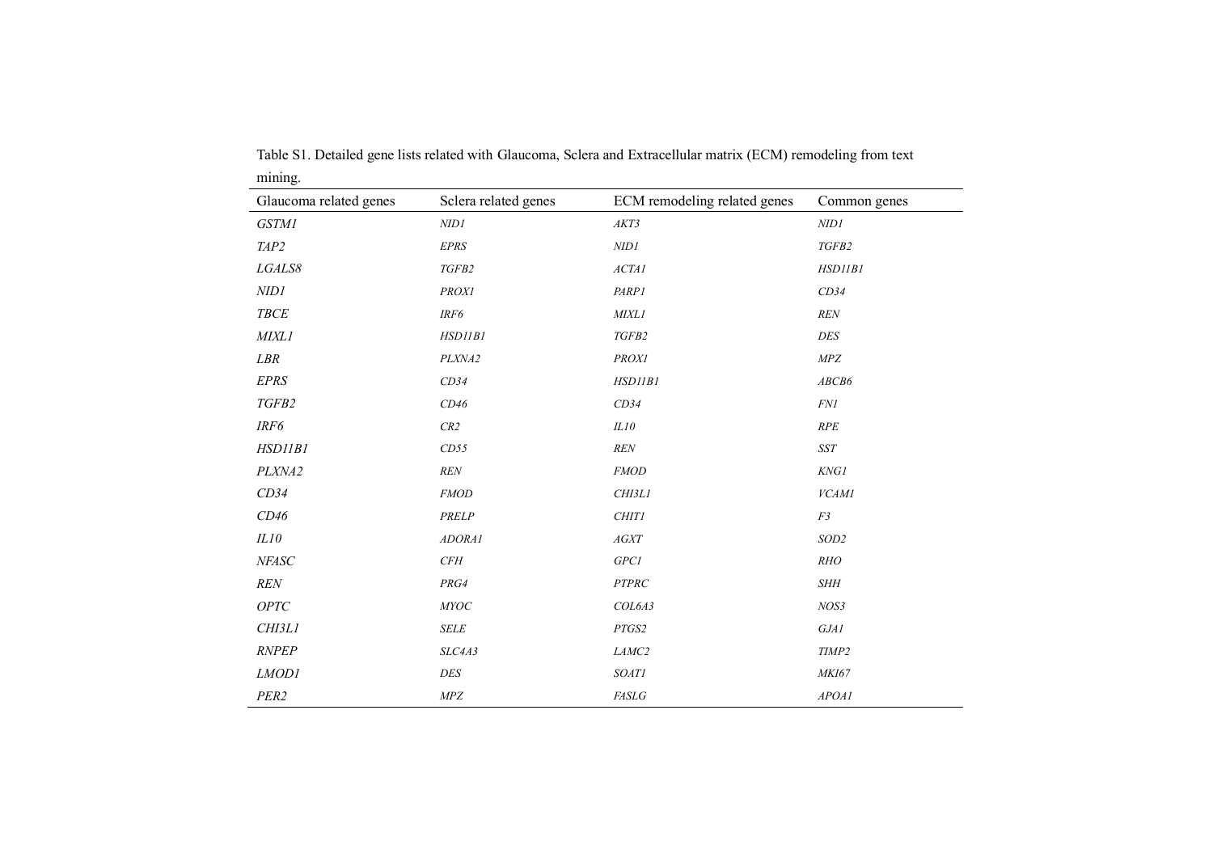Table S1. Detailed gene lists related with Glaucoma, Sclera and Extracellular matrix (ECM) remodeling from text mining.

| Glaucoma related genes | Sclera related genes | ECM remodeling related genes | Common genes |
|---|---|---|---|
| *GSTM1* | *NID1* | *AKT3* | *NID1* |
| *TAP2* | *EPRS* | *NID1* | *TGFB2* |
| *LGALS8* | *TGFB2* | *ACTA1* | *HSD11B1* |
| *NID1* | *PROX1* | *PARP1* | *CD34* |
| *TBCE* | *IRF6* | *MIXL1* | *REN* |
| *MIXL1* | *HSD11B1* | *TGFB2* | *DES* |
| *LBR* | *PLXNA2* | *PROX1* | *MPZ* |
| *EPRS* | *CD34* | *HSD11B1* | *ABCB6* |
| *TGFB2* | *CD46* | *CD34* | *FN1* |
| *IRF6* | *CR2* | *IL10* | *RPE* |
| *HSD11B1* | *CD55* | *REN* | *SST* |
| *PLXNA2* | *REN* | *FMOD* | *KNG1* |
| *CD34* | *FMOD* | *CHI3L1* | *VCAM1* |
| *CD46* | *PRELP* | *CHIT1* | *F3* |
| *IL10* | *ADORA1* | *AGXT* | *SOD2* |
| *NFASC* | *CFH* | *GPC1* | *RHO* |
| *REN* | *PRG4* | *PTPRC* | *SHH* |
| *OPTC* | *MYOC* | *COL6A3* | *NOS3* |
| *CHI3L1* | *SELE* | *PTGS2* | *GJA1* |
| *RNPEP* | *SLC4A3* | *LAMC2* | *TIMP2* |
| *LMOD1* | *DES* | *SOAT1* | *MKI67* |
| *PER2* | *MPZ* | *FASLG* | *APOA1* |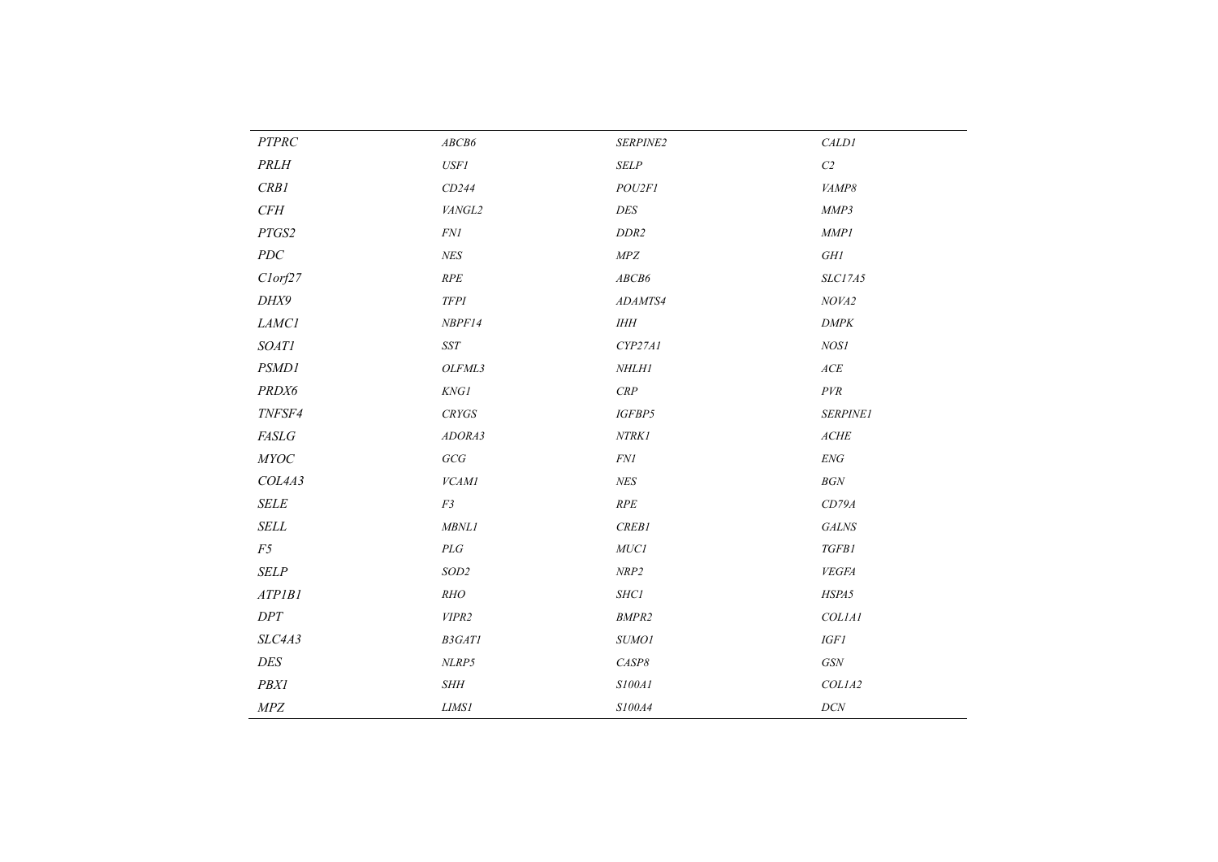| | | | |
|---|---|---|---|
| *PTPRC* | *ABCB6* | *SERPINE2* | *CALD1* |
| *PRLH* | *USF1* | *SELP* | *C2* |
| *CRB1* | *CD244* | *POU2F1* | *VAMP8* |
| *CFH* | *VANGL2* | *DES* | *MMP3* |
| *PTGS2* | *FN1* | *DDR2* | *MMP1* |
| *PDC* | *NES* | *MPZ* | *GH1* |
| *C1orf27* | *RPE* | *ABCB6* | *SLC17A5* |
| *DHX9* | *TFPI* | *ADAMTS4* | *NOVA2* |
| *LAMC1* | *NBPF14* | *IHH* | *DMPK* |
| *SOAT1* | *SST* | *CYP27A1* | *NOS1* |
| *PSMD1* | *OLFML3* | *NHLH1* | *ACE* |
| *PRDX6* | *KNG1* | *CRP* | *PVR* |
| *TNFSF4* | *CRYGS* | *IGFBP5* | *SERPINE1* |
| *FASLG* | *ADORA3* | *NTRK1* | *ACHE* |
| *MYOC* | *GCG* | *FN1* | *ENG* |
| *COL4A3* | *VCAM1* | *NES* | *BGN* |
| *SELE* | *F3* | *RPE* | *CD79A* |
| *SELL* | *MBNL1* | *CREB1* | *GALNS* |
| *F5* | *PLG* | *MUC1* | *TGFB1* |
| *SELP* | *SOD2* | *NRP2* | *VEGFA* |
| *ATP1B1* | *RHO* | *SHC1* | *HSPA5* |
| *DPT* | *VIPR2* | *BMPR2* | *COL1A1* |
| *SLC4A3* | *B3GAT1* | *SUMO1* | *IGF1* |
| *DES* | *NLRP5* | *CASP8* | *GSN* |
| *PBX1* | *SHH* | *S100A1* | *COL1A2* |
| *MPZ* | *LIMS1* | *S100A4* | *DCN* |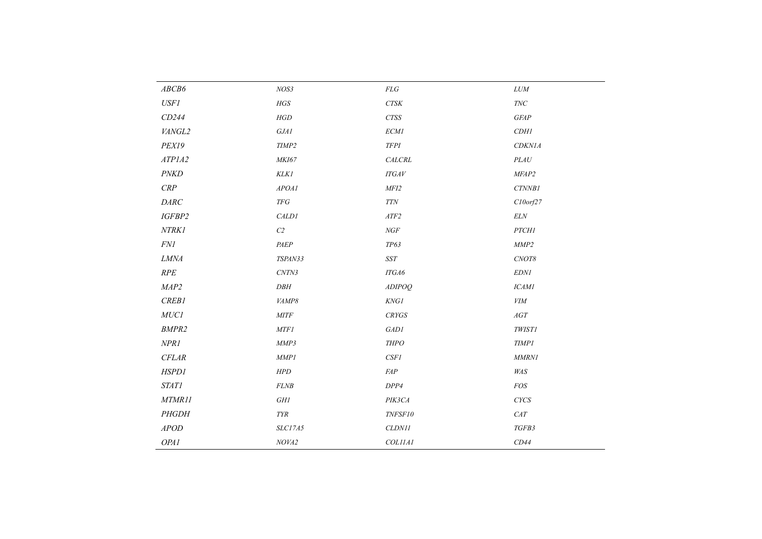| | | | |
|---|---|---|---|
| *ABCB6* | *NOS3* | *FLG* | *LUM* |
| *USF1* | *HGS* | *CTSK* | *TNC* |
| *CD244* | *HGD* | *CTSS* | *GFAP* |
| *VANGL2* | *GJA1* | *ECM1* | *CDH1* |
| *PEX19* | *TIMP2* | *TFPI* | *CDKN1A* |
| *ATP1A2* | *MKI67* | *CALCRL* | *PLAU* |
| *PNKD* | *KLK1* | *ITGAV* | *MFAP2* |
| *CRP* | *APOA1* | *MFI2* | *CTNNB1* |
| *DARC* | *TFG* | *TTN* | *C10orf27* |
| *IGFBP2* | *CALD1* | *ATF2* | *ELN* |
| *NTRK1* | *C2* | *NGF* | *PTCH1* |
| *FN1* | *PAEP* | *TP63* | *MMP2* |
| *LMNA* | *TSPAN33* | *SST* | *CNOT8* |
| *RPE* | *CNTN3* | *ITGA6* | *EDN1* |
| *MAP2* | *DBH* | *ADIPOQ* | *ICAM1* |
| *CREB1* | *VAMP8* | *KNG1* | *VIM* |
| *MUC1* | *MITF* | *CRYGS* | *AGT* |
| *BMPR2* | *MTF1* | *GAD1* | *TWIST1* |
| *NPR1* | *MMP3* | *THPO* | *TIMP1* |
| *CFLAR* | *MMP1* | *CSF1* | *MMRN1* |
| *HSPD1* | *HPD* | *FAP* | *WAS* |
| *STAT1* | *FLNB* | *DPP4* | *FOS* |
| *MTMR11* | *GH1* | *PIK3CA* | *CYCS* |
| *PHGDH* | *TYR* | *TNFSF10* | *CAT* |
| *APOD* | *SLC17A5* | *CLDN11* | *TGFB3* |
| *OPA1* | *NOVA2* | *COL11A1* | *CD44* |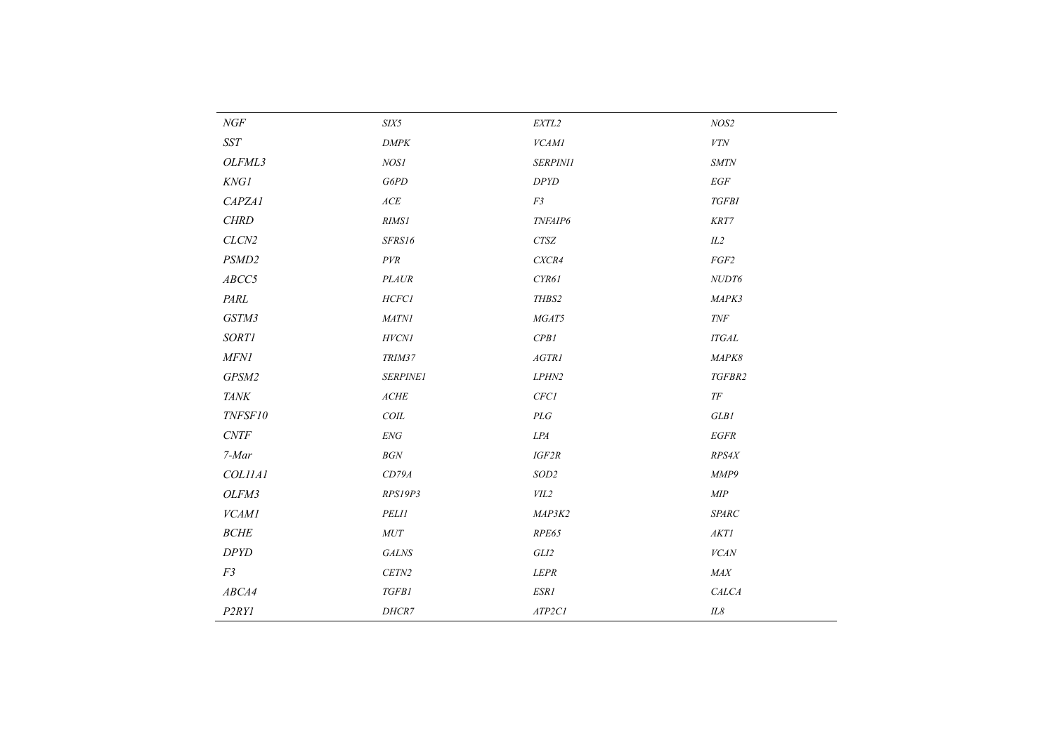| | | | |
|---|---|---|---|
| *NGF* | *SIX5* | *EXTL2* | *NOS2* |
| *SST* | *DMPK* | *VCAM1* | *VTN* |
| *OLFML3* | *NOS1* | *SERPINI1* | *SMTN* |
| *KNG1* | *G6PD* | *DPYD* | *EGF* |
| *CAPZA1* | *ACE* | *F3* | *TGFBI* |
| *CHRD* | *RIMS1* | *TNFAIP6* | *KRT7* |
| *CLCN2* | *SFRS16* | *CTSZ* | *IL2* |
| *PSMD2* | *PVR* | *CXCR4* | *FGF2* |
| *ABCC5* | *PLAUR* | *CYR61* | *NUDT6* |
| *PARL* | *HCFC1* | *THBS2* | *MAPK3* |
| *GSTM3* | *MATN1* | *MGAT5* | *TNF* |
| *SORT1* | *HVCN1* | *CPB1* | *ITGAL* |
| *MFN1* | *TRIM37* | *AGTR1* | *MAPK8* |
| *GPSM2* | *SERPINE1* | *LPHN2* | *TGFBR2* |
| *TANK* | *ACHE* | *CFC1* | *TF* |
| *TNFSF10* | *COIL* | *PLG* | *GLB1* |
| *CNTF* | *ENG* | *LPA* | *EGFR* |
| *7-Mar* | *BGN* | *IGF2R* | *RPS4X* |
| *COL11A1* | *CD79A* | *SOD2* | *MMP9* |
| *OLFM3* | *RPS19P3* | *VIL2* | *MIP* |
| *VCAM1* | *PELI1* | *MAP3K2* | *SPARC* |
| *BCHE* | *MUT* | *RPE65* | *AKT1* |
| *DPYD* | *GALNS* | *GLI2* | *VCAN* |
| *F3* | *CETN2* | *LEPR* | *MAX* |
| *ABCA4* | *TGFB1* | *ESR1* | *CALCA* |
| *P2RY1* | *DHCR7* | *ATP2C1* | *IL8* |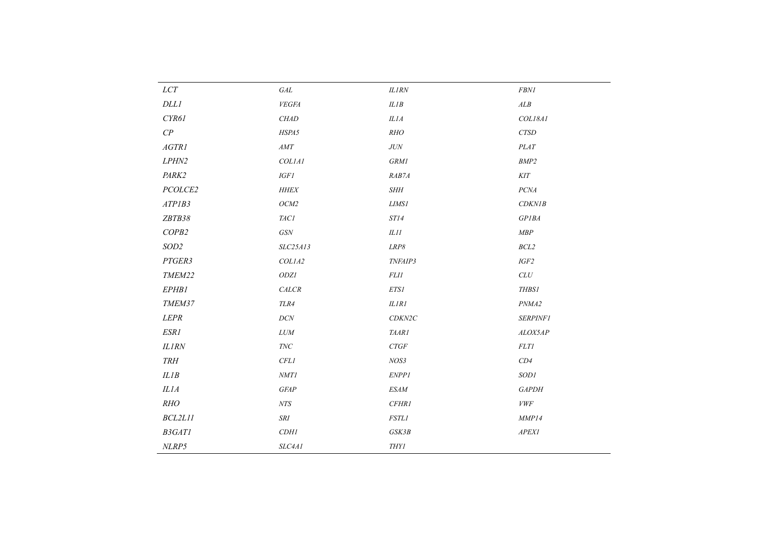| *LCT* | *GAL* | *IL1RN* | *FBN1* |
|---|---|---|---|
| *DLL1* | *VEGFA* | *IL1B* | *ALB* |
| *CYR61* | *CHAD* | *IL1A* | *COL18A1* |
| *CP* | *HSPA5* | *RHO* | *CTSD* |
| *AGTR1* | *AMT* | *JUN* | *PLAT* |
| *LPHN2* | *COL1A1* | *GRM1* | *BMP2* |
| *PARK2* | *IGF1* | *RAB7A* | *KIT* |
| *PCOLCE2* | *HHEX* | *SHH* | *PCNA* |
| *ATP1B3* | *OCM2* | *LIMS1* | *CDKN1B* |
| *ZBTB38* | *TAC1* | *ST14* | *GP1BA* |
| *COPB2* | *GSN* | *IL11* | *MBP* |
| *SOD2* | *SLC25A13* | *LRP8* | *BCL2* |
| *PTGER3* | *COL1A2* | *TNFAIP3* | *IGF2* |
| *TMEM22* | *ODZ1* | *FLI1* | *CLU* |
| *EPHB1* | *CALCR* | *ETS1* | *THBS1* |
| *TMEM37* | *TLR4* | *IL1R1* | *PNMA2* |
| *LEPR* | *DCN* | *CDKN2C* | *SERPINF1* |
| *ESR1* | *LUM* | *TAAR1* | *ALOX5AP* |
| *IL1RN* | *TNC* | *CTGF* | *FLT1* |
| *TRH* | *CFL1* | *NOS3* | *CD4* |
| *IL1B* | *NMT1* | *ENPP1* | *SOD1* |
| *IL1A* | *GFAP* | *ESAM* | *GAPDH* |
| *RHO* | *NTS* | *CFHR1* | *VWF* |
| *BCL2L11* | *SRI* | *FSTL1* | *MMP14* |
| *B3GAT1* | *CDH1* | *GSK3B* | *APEX1* |
| *NLRP5* | *SLC4A1* | *THY1* | |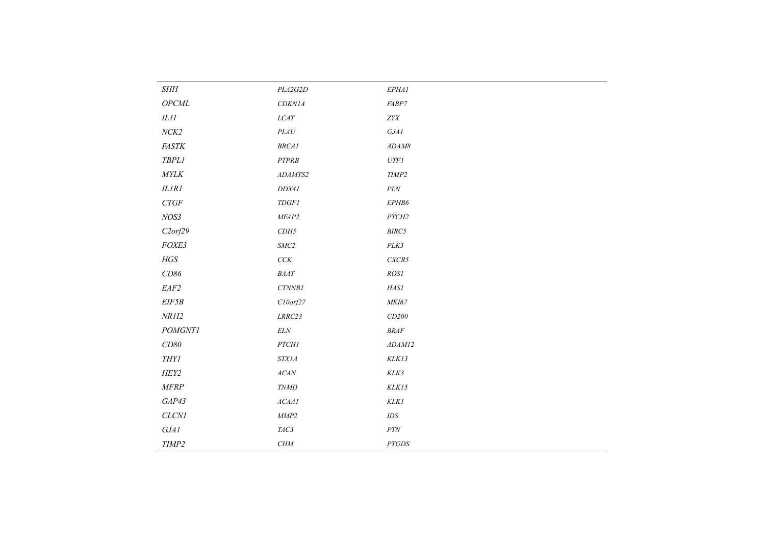| | | |
|---|---|---|
| *SHH* | *PLA2G2D* | *EPHA1* |
| *OPCML* | *CDKN1A* | *FABP7* |
| *IL11* | *LCAT* | *ZYX* |
| *NCK2* | *PLAU* | *GJA1* |
| *FASTK* | *BRCA1* | *ADAM8* |
| *TBPL1* | *PTPRB* | *UTF1* |
| *MYLK* | *ADAMTS2* | *TIMP2* |
| *IL1R1* | *DDX41* | *PLN* |
| *CTGF* | *TDGF1* | *EPHB6* |
| *NOS3* | *MFAP2* | *PTCH2* |
| *C2orf29* | *CDH5* | *BIRC5* |
| *FOXE3* | *SMC2* | *PLK3* |
| *HGS* | *CCK* | *CXCR5* |
| *CD86* | *BAAT* | *ROS1* |
| *EAF2* | *CTNNB1* | *HAS1* |
| *EIF5B* | *C10orf27* | *MKI67* |
| *NR1I2* | *LRRC23* | *CD200* |
| *POMGNT1* | *ELN* | *BRAF* |
| *CD80* | *PTCH1* | *ADAM12* |
| *THY1* | *STX1A* | *KLK13* |
| *HEY2* | *ACAN* | *KLK3* |
| *MFRP* | *TNMD* | *KLK15* |
| *GAP43* | *ACAA1* | *KLK1* |
| *CLCN1* | *MMP2* | *IDS* |
| *GJA1* | *TAC3* | *PTN* |
| *TIMP2* | *CHM* | *PTGDS* |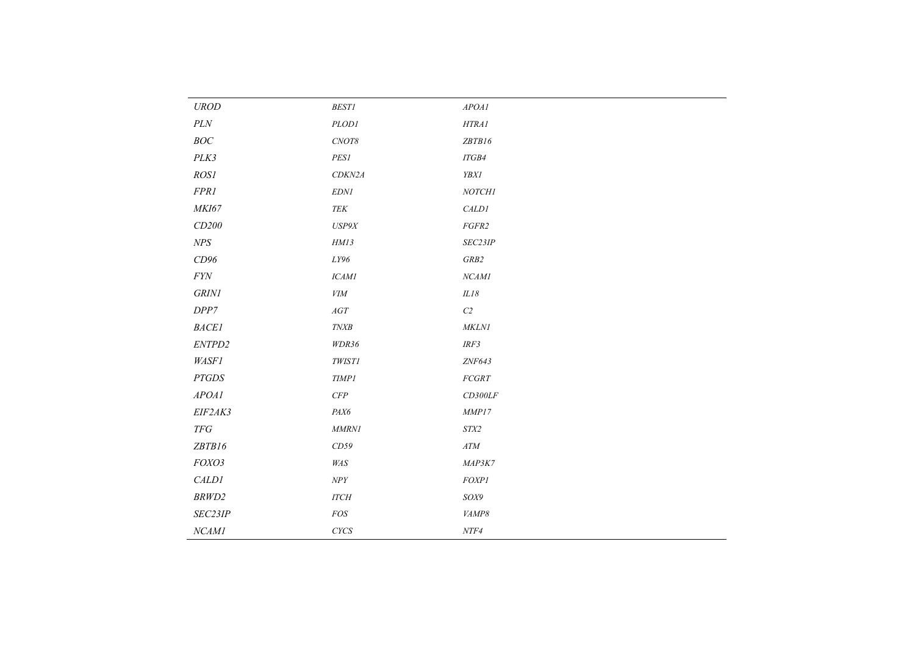| | | |
|---|---|---|
| *UROD* | *BEST1* | *APOA1* |
| *PLN* | *PLOD1* | *HTRA1* |
| *BOC* | *CNOT8* | *ZBTB16* |
| *PLK3* | *PES1* | *ITGB4* |
| *ROS1* | *CDKN2A* | *YBX1* |
| *FPR1* | *EDN1* | *NOTCH1* |
| *MKI67* | *TEK* | *CALD1* |
| *CD200* | *USP9X* | *FGFR2* |
| *NPS* | *HM13* | *SEC23IP* |
| *CD96* | *LY96* | *GRB2* |
| *FYN* | *ICAM1* | *NCAM1* |
| *GRIN1* | *VIM* | *IL18* |
| *DPP7* | *AGT* | *C2* |
| *BACE1* | *TNXB* | *MKLN1* |
| *ENTPD2* | *WDR36* | *IRF3* |
| *WASF1* | *TWIST1* | *ZNF643* |
| *PTGDS* | *TIMP1* | *FCGRT* |
| *APOA1* | *CFP* | *CD300LF* |
| *EIF2AK3* | *PAX6* | *MMP17* |
| *TFG* | *MMRN1* | *STX2* |
| *ZBTB16* | *CD59* | *ATM* |
| *FOXO3* | *WAS* | *MAP3K7* |
| *CALD1* | *NPY* | *FOXP1* |
| *BRWD2* | *ITCH* | *SOX9* |
| *SEC23IP* | *FOS* | *VAMP8* |
| *NCAM1* | *CYCS* | *NTF4* |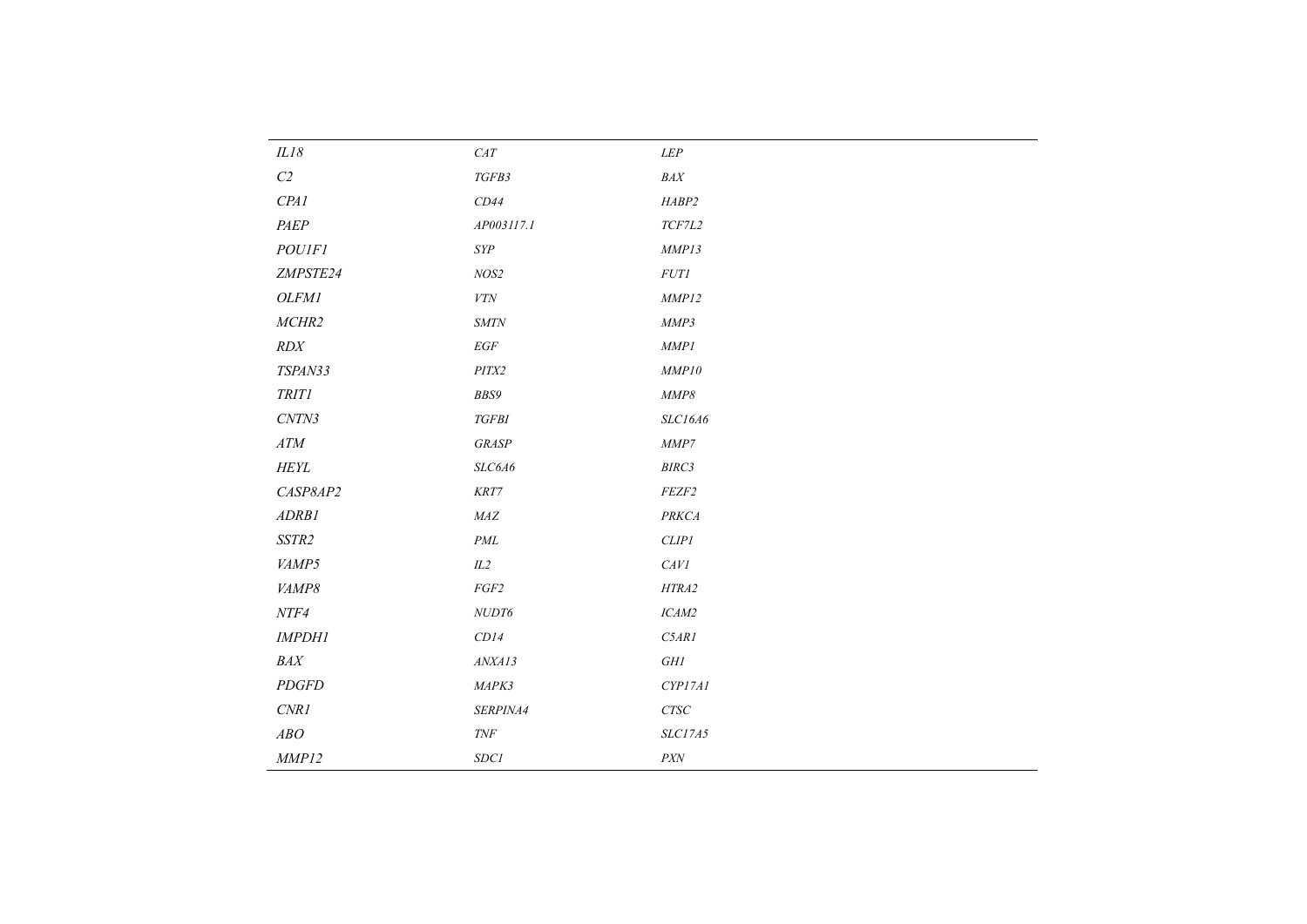| | | |
|---|---|---|
| *IL18* | *CAT* | *LEP* |
| *C2* | *TGFB3* | *BAX* |
| *CPA1* | *CD44* | *HABP2* |
| *PAEP* | *AP003117.1* | *TCF7L2* |
| *POU1F1* | *SYP* | *MMP13* |
| *ZMPSTE24* | *NOS2* | *FUT1* |
| *OLFM1* | *VTN* | *MMP12* |
| *MCHR2* | *SMTN* | *MMP3* |
| *RDX* | *EGF* | *MMP1* |
| *TSPAN33* | *PITX2* | *MMP10* |
| *TRIT1* | *BBS9* | *MMP8* |
| *CNTN3* | *TGFBI* | *SLC16A6* |
| *ATM* | *GRASP* | *MMP7* |
| *HEYL* | *SLC6A6* | *BIRC3* |
| *CASP8AP2* | *KRT7* | *FEZF2* |
| *ADRB1* | *MAZ* | *PRKCA* |
| *SSTR2* | *PML* | *CLIP1* |
| *VAMP5* | *IL2* | *CAV1* |
| *VAMP8* | *FGF2* | *HTRA2* |
| *NTF4* | *NUDT6* | *ICAM2* |
| *IMPDH1* | *CD14* | *C5AR1* |
| *BAX* | *ANXA13* | *GH1* |
| *PDGFD* | *MAPK3* | *CYP17A1* |
| *CNR1* | *SERPINA4* | *CTSC* |
| *ABO* | *TNF* | *SLC17A5* |
| *MMP12* | *SDC1* | *PXN* |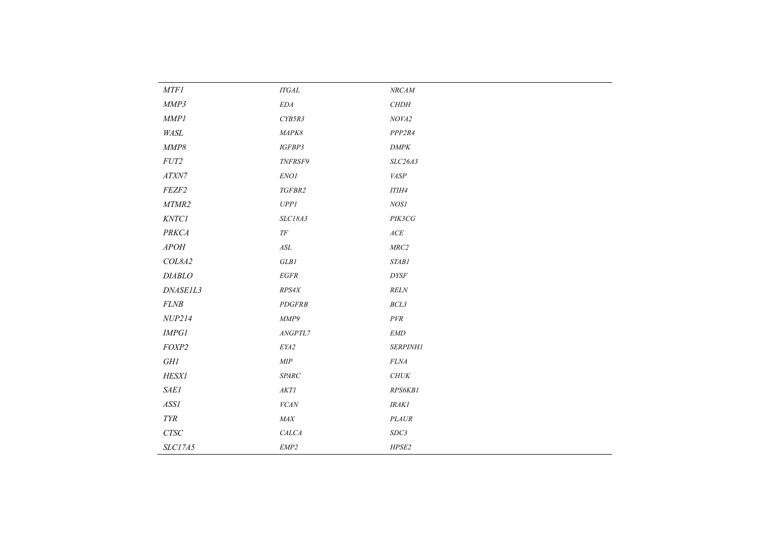| | | |
|---|---|---|
| *MTF1* | *ITGAL* | *NRCAM* |
| *MMP3* | *EDA* | *CHDH* |
| *MMP1* | *CYB5R3* | *NOVA2* |
| *WASL* | *MAPK8* | *PPP2R4* |
| *MMP8* | *IGFBP3* | *DMPK* |
| *FUT2* | *TNFRSF9* | *SLC26A3* |
| *ATXN7* | *ENO1* | *VASP* |
| *FEZF2* | *TGFBR2* | *ITIH4* |
| *MTMR2* | *UPP1* | *NOS1* |
| *KNTC1* | *SLC18A3* | *PIK3CG* |
| *PRKCA* | *TF* | *ACE* |
| *APOH* | *ASL* | *MRC2* |
| *COL8A2* | *GLB1* | *STAB1* |
| *DIABLO* | *EGFR* | *DYSF* |
| *DNASE1L3* | *RPS4X* | *RELN* |
| *FLNB* | *PDGFRB* | *BCL3* |
| *NUP214* | *MMP9* | *PVR* |
| *IMPG1* | *ANGPTL7* | *EMD* |
| *FOXP2* | *EYA2* | *SERPINH1* |
| *GH1* | *MIP* | *FLNA* |
| *HESX1* | *SPARC* | *CHUK* |
| *SAE1* | *AKT1* | *RPS6KB1* |
| *ASS1* | *VCAN* | *IRAK1* |
| *TYR* | *MAX* | *PLAUR* |
| *CTSC* | *CALCA* | *SDC3* |
| *SLC17A5* | *EMP2* | *HPSE2* |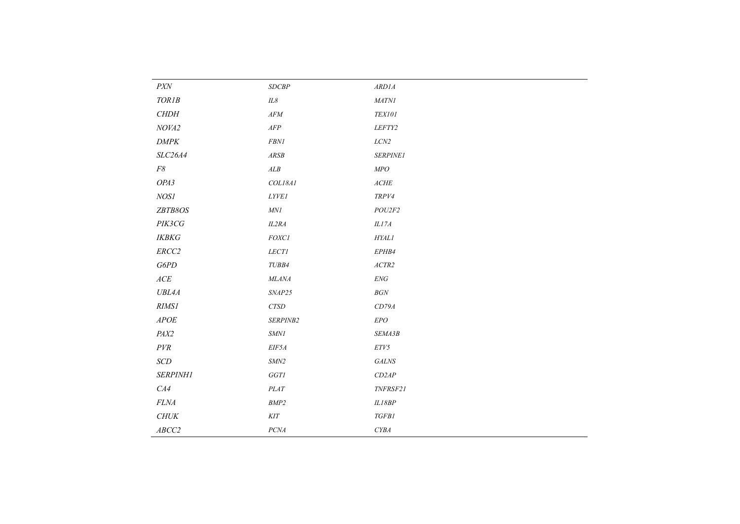| | | |
|---|---|---|
| *PXN* | *SDCBP* | *ARD1A* |
| *TOR1B* | *IL8* | *MATN1* |
| *CHDH* | *AFM* | *TEX101* |
| *NOVA2* | *AFP* | *LEFTY2* |
| *DMPK* | *FBN1* | *LCN2* |
| *SLC26A4* | *ARSB* | *SERPINE1* |
| *F8* | *ALB* | *MPO* |
| *OPA3* | *COL18A1* | *ACHE* |
| *NOS1* | *LYVE1* | *TRPV4* |
| *ZBTB8OS* | *MN1* | *POU2F2* |
| *PIK3CG* | *IL2RA* | *IL17A* |
| *IKBKG* | *FOXC1* | *HYAL1* |
| *ERCC2* | *LECT1* | *EPHB4* |
| *G6PD* | *TUBB4* | *ACTR2* |
| *ACE* | *MLANA* | *ENG* |
| *UBL4A* | *SNAP25* | *BGN* |
| *RIMS1* | *CTSD* | *CD79A* |
| *APOE* | *SERPINB2* | *EPO* |
| *PAX2* | *SMN1* | *SEMA3B* |
| *PVR* | *EIF5A* | *ETV5* |
| *SCD* | *SMN2* | *GALNS* |
| *SERPINH1* | *GGT1* | *CD2AP* |
| *CA4* | *PLAT* | *TNFRSF21* |
| *FLNA* | *BMP2* | *IL18BP* |
| *CHUK* | *KIT* | *TGFB1* |
| *ABCC2* | *PCNA* | *CYBA* |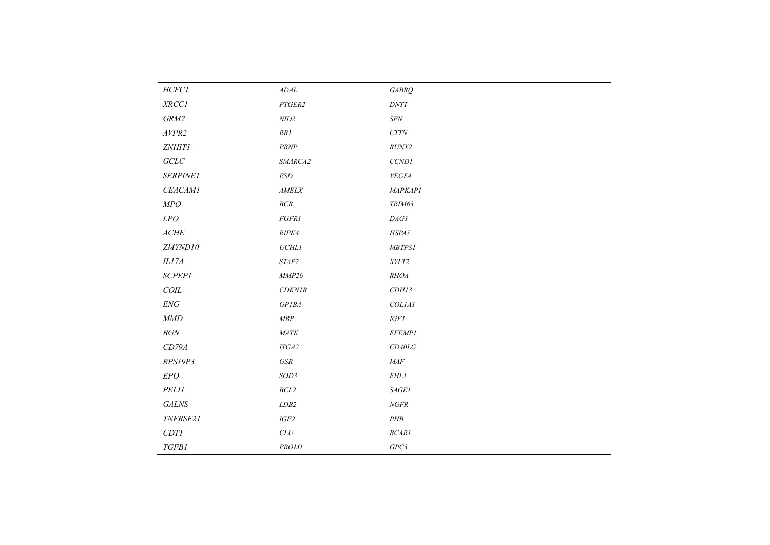| | | |
|---|---|---|
| *HCFC1* | *ADAL* | *GABRQ* |
| *XRCC1* | *PTGER2* | *DNTT* |
| *GRM2* | *NID2* | *SFN* |
| *AVPR2* | *RB1* | *CTTN* |
| *ZNHIT1* | *PRNP* | *RUNX2* |
| *GCLC* | *SMARCA2* | *CCND1* |
| *SERPINE1* | *ESD* | *VEGFA* |
| *CEACAM1* | *AMELX* | *MAPKAP1* |
| *MPO* | *BCR* | *TRIM63* |
| *LPO* | *FGFR1* | *DAG1* |
| *ACHE* | *RIPK4* | *HSPA5* |
| *ZMYND10* | *UCHL1* | *MBTPS1* |
| *IL17A* | *STAP2* | *XYLT2* |
| *SCPEP1* | *MMP26* | *RHOA* |
| *COIL* | *CDKN1B* | *CDH13* |
| *ENG* | *GP1BA* | *COL1A1* |
| *MMD* | *MBP* | *IGF1* |
| *BGN* | *MATK* | *EFEMP1* |
| *CD79A* | *ITGA2* | *CD40LG* |
| *RPS19P3* | *GSR* | *MAF* |
| *EPO* | *SOD3* | *FHL1* |
| *PELI1* | *BCL2* | *SAGE1* |
| *GALNS* | *LDB2* | *NGFR* |
| *TNFRSF21* | *IGF2* | *PHB* |
| *CDT1* | *CLU* | *BCAR1* |
| *TGFB1* | *PROM1* | *GPC3* |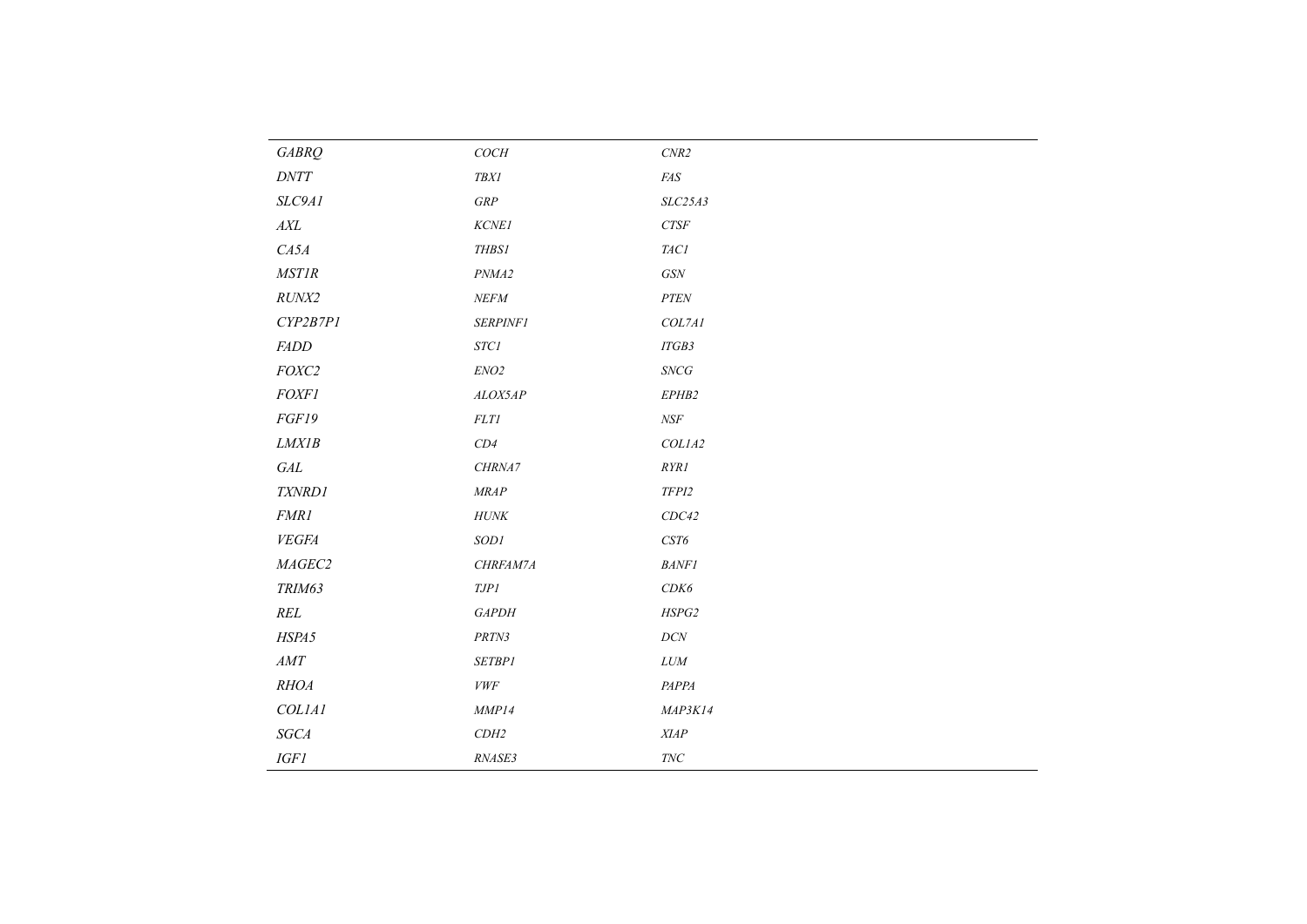| | | |
|---|---|---|
| *GABRQ* | *COCH* | *CNR2* |
| *DNTT* | *TBX1* | *FAS* |
| *SLC9A1* | *GRP* | *SLC25A3* |
| *AXL* | *KCNE1* | *CTSF* |
| *CA5A* | *THBS1* | *TAC1* |
| *MST1R* | *PNMA2* | *GSN* |
| *RUNX2* | *NEFM* | *PTEN* |
| *CYP2B7P1* | *SERPINF1* | *COL7A1* |
| *FADD* | *STC1* | *ITGB3* |
| *FOXC2* | *ENO2* | *SNCG* |
| *FOXF1* | *ALOX5AP* | *EPHB2* |
| *FGF19* | *FLT1* | *NSF* |
| *LMX1B* | *CD4* | *COL1A2* |
| *GAL* | *CHRNA7* | *RYR1* |
| *TXNRD1* | *MRAP* | *TFPI2* |
| *FMR1* | *HUNK* | *CDC42* |
| *VEGFA* | *SOD1* | *CST6* |
| *MAGEC2* | *CHRFAM7A* | *BANF1* |
| *TRIM63* | *TJP1* | *CDK6* |
| *REL* | *GAPDH* | *HSPG2* |
| *HSPA5* | *PRTN3* | *DCN* |
| *AMT* | *SETBP1* | *LUM* |
| *RHOA* | *VWF* | *PAPPA* |
| *COL1A1* | *MMP14* | *MAP3K14* |
| *SGCA* | *CDH2* | *XIAP* |
| *IGF1* | *RNASE3* | *TNC* |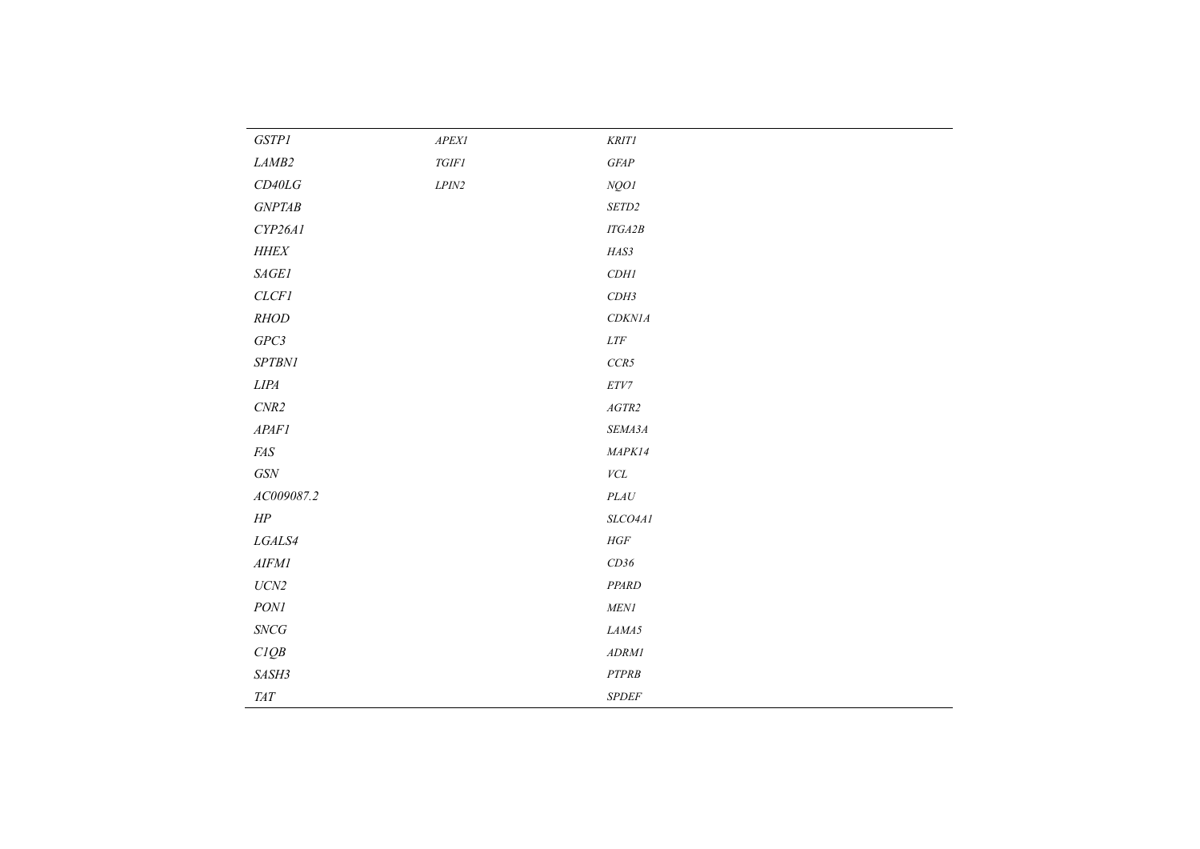| | | |
|---|---|---|
| *GSTP1* | *APEX1* | *KRIT1* |
| *LAMB2* | *TGIF1* | *GFAP* |
| *CD40LG* | *LPIN2* | *NQO1* |
| *GNPTAB* | | *SETD2* |
| *CYP26A1* | | *ITGA2B* |
| *HHEX* | | *HAS3* |
| *SAGE1* | | *CDH1* |
| *CLCF1* | | *CDH3* |
| *RHOD* | | *CDKN1A* |
| *GPC3* | | *LTF* |
| *SPTBN1* | | *CCR5* |
| *LIPA* | | *ETV7* |
| *CNR2* | | *AGTR2* |
| *APAF1* | | *SEMA3A* |
| *FAS* | | *MAPK14* |
| *GSN* | | *VCL* |
| *AC009087.2* | | *PLAU* |
| *HP* | | *SLCO4A1* |
| *LGALS4* | | *HGF* |
| *AIFM1* | | *CD36* |
| *UCN2* | | *PPARD* |
| *PON1* | | *MEN1* |
| *SNCG* | | *LAMA5* |
| *C1QB* | | *ADRM1* |
| *SASH3* | | *PTPRB* |
| *TAT* | | *SPDEF* |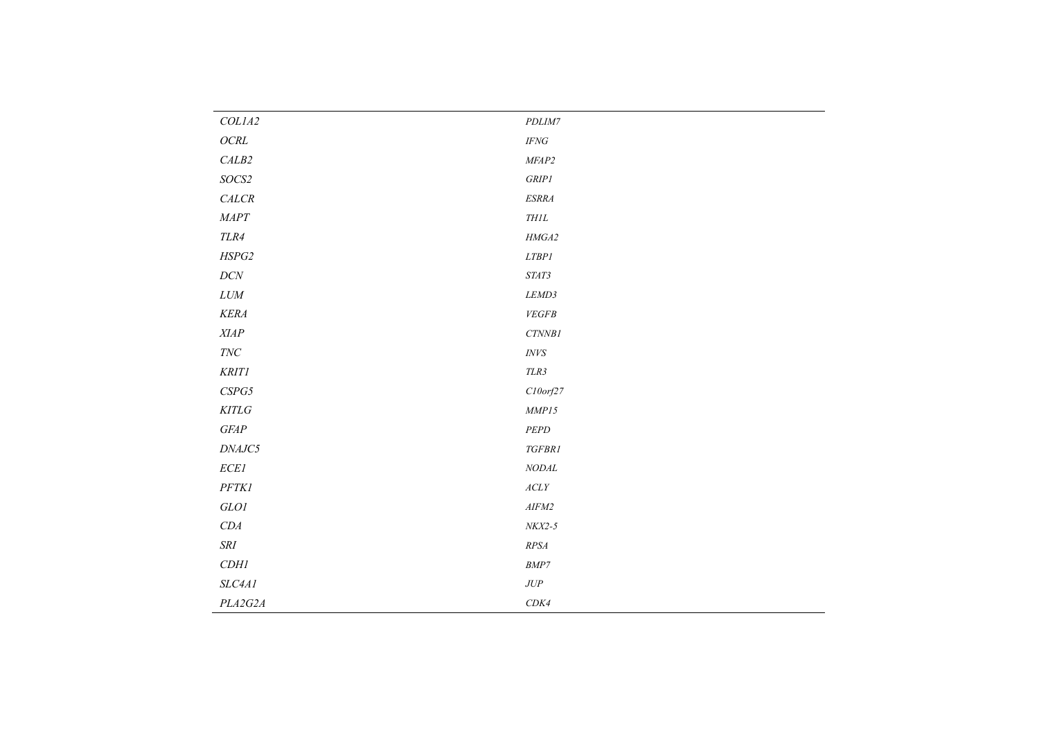| | |
|---|---|
| *COL1A2* | *PDLIM7* |
| *OCRL* | *IFNG* |
| *CALB2* | *MFAP2* |
| *SOCS2* | *GRIP1* |
| *CALCR* | *ESRRA* |
| *MAPT* | *TH1L* |
| *TLR4* | *HMGA2* |
| *HSPG2* | *LTBP1* |
| *DCN* | *STAT3* |
| *LUM* | *LEMD3* |
| *KERA* | *VEGFB* |
| *XIAP* | *CTNNB1* |
| *TNC* | *INVS* |
| *KRIT1* | *TLR3* |
| *CSPG5* | *C10orf27* |
| *KITLG* | *MMP15* |
| *GFAP* | *PEPD* |
| *DNAJC5* | *TGFBR1* |
| *ECE1* | *NODAL* |
| *PFTK1* | *ACLY* |
| *GLO1* | *AIFM2* |
| *CDA* | *NKX2-5* |
| *SRI* | *RPSA* |
| *CDH1* | *BMP7* |
| *SLC4A1* | *JUP* |
| *PLA2G2A* | *CDK4* |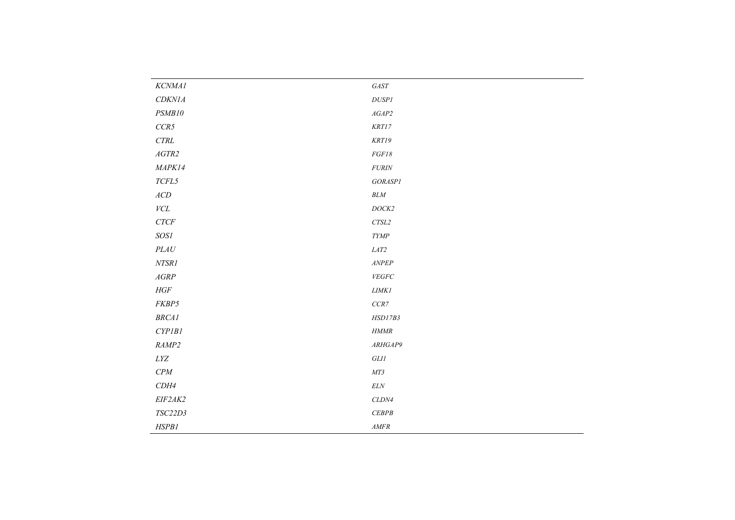| | |
|---|---|
| *KCNMA1* | *GAST* |
| *CDKN1A* | *DUSP1* |
| *PSMB10* | *AGAP2* |
| *CCR5* | *KRT17* |
| *CTRL* | *KRT19* |
| *AGTR2* | *FGF18* |
| *MAPK14* | *FURIN* |
| *TCFL5* | *GORASP1* |
| *ACD* | *BLM* |
| *VCL* | *DOCK2* |
| *CTCF* | *CTSL2* |
| *SOS1* | *TYMP* |
| *PLAU* | *LAT2* |
| *NTSR1* | *ANPEP* |
| *AGRP* | *VEGFC* |
| *HGF* | *LIMK1* |
| *FKBP5* | *CCR7* |
| *BRCA1* | *HSD17B3* |
| *CYP1B1* | *HMMR* |
| *RAMP2* | *ARHGAP9* |
| *LYZ* | *GLI1* |
| *CPM* | *MT3* |
| *CDH4* | *ELN* |
| *EIF2AK2* | *CLDN4* |
| *TSC22D3* | *CEBPB* |
| *HSPB1* | *AMFR* |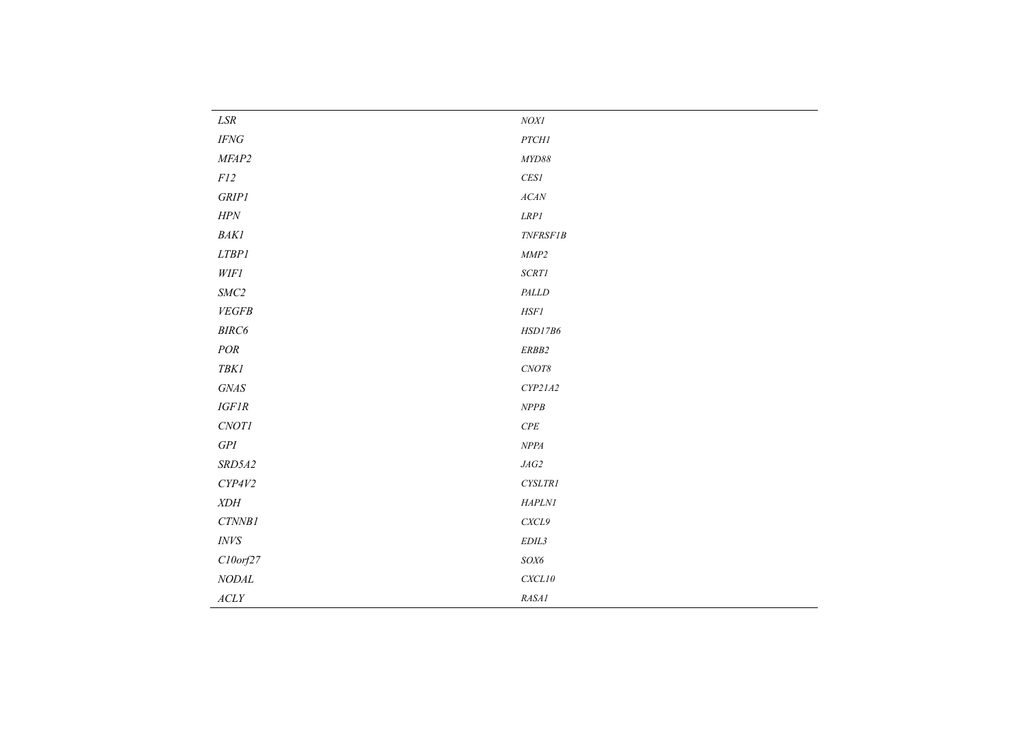| | |
|---|---|
| *LSR* | *NOX1* |
| *IFNG* | *PTCH1* |
| *MFAP2* | *MYD88* |
| *F12* | *CES1* |
| *GRIP1* | *ACAN* |
| *HPN* | *LRP1* |
| *BAK1* | *TNFRSF1B* |
| *LTBP1* | *MMP2* |
| *WIF1* | *SCRT1* |
| *SMC2* | *PALLD* |
| *VEGFB* | *HSF1* |
| *BIRC6* | *HSD17B6* |
| *POR* | *ERBB2* |
| *TBK1* | *CNOT8* |
| *GNAS* | *CYP21A2* |
| *IGF1R* | *NPPB* |
| *CNOT1* | *CPE* |
| *GPI* | *NPPA* |
| *SRD5A2* | *JAG2* |
| *CYP4V2* | *CYSLTR1* |
| *XDH* | *HAPLN1* |
| *CTNNB1* | *CXCL9* |
| *INVS* | *EDIL3* |
| *C10orf27* | *SOX6* |
| *NODAL* | *CXCL10* |
| *ACLY* | *RASA1* |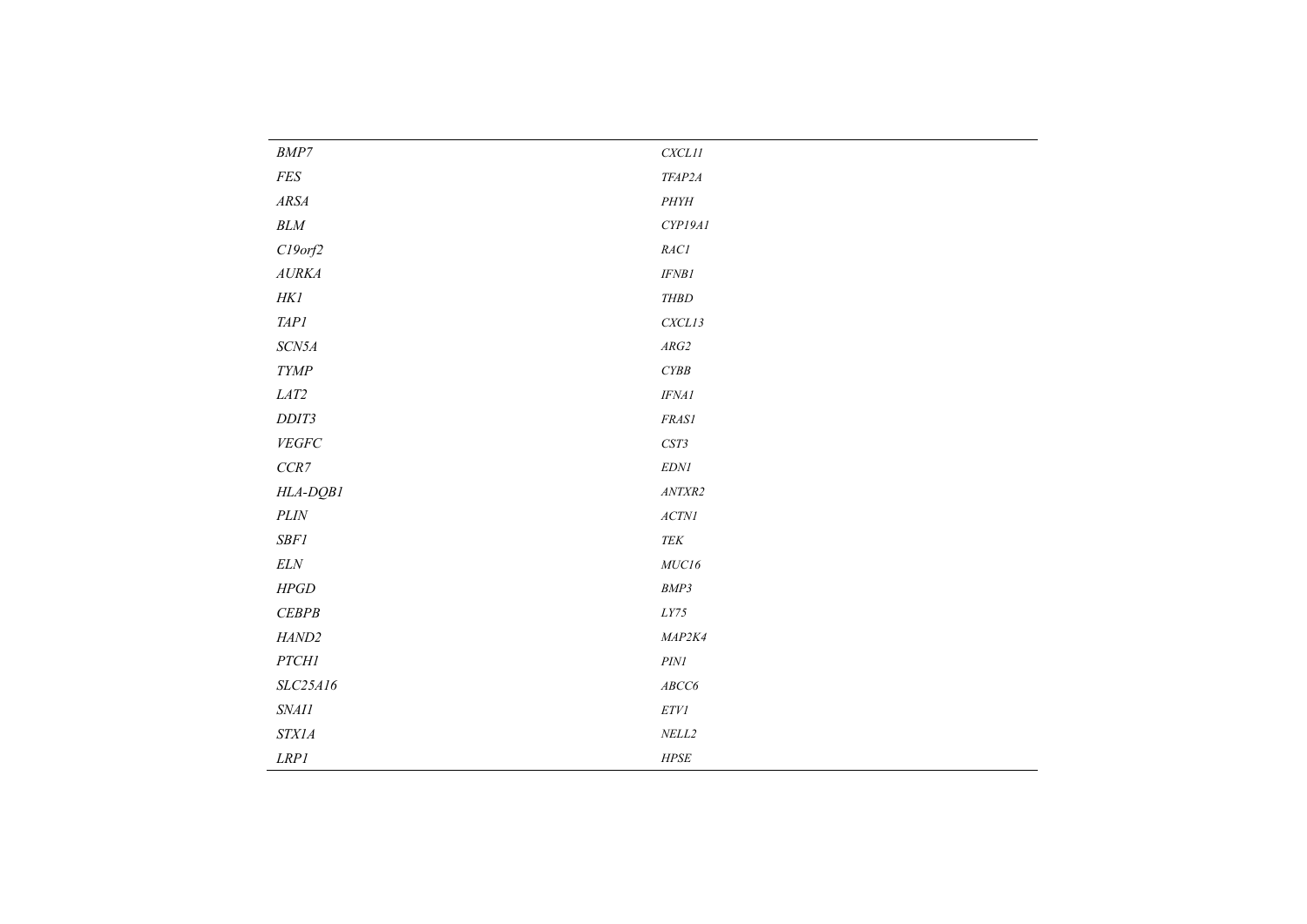| | |
|---|---|
| *BMP7* | *CXCL11* |
| *FES* | *TFAP2A* |
| *ARSA* | *PHYH* |
| *BLM* | *CYP19A1* |
| *C19orf2* | *RAC1* |
| *AURKA* | *IFNB1* |
| *HK1* | *THBD* |
| *TAP1* | *CXCL13* |
| *SCN5A* | *ARG2* |
| *TYMP* | *CYBB* |
| *LAT2* | *IFNA1* |
| *DDIT3* | *FRAS1* |
| *VEGFC* | *CST3* |
| *CCR7* | *EDN1* |
| *HLA-DQB1* | *ANTXR2* |
| *PLIN* | *ACTN1* |
| *SBF1* | *TEK* |
| *ELN* | *MUC16* |
| *HPGD* | *BMP3* |
| *CEBPB* | *LY75* |
| *HAND2* | *MAP2K4* |
| *PTCH1* | *PIN1* |
| *SLC25A16* | *ABCC6* |
| *SNAI1* | *ETV1* |
| *STX1A* | *NELL2* |
| *LRP1* | *HPSE* |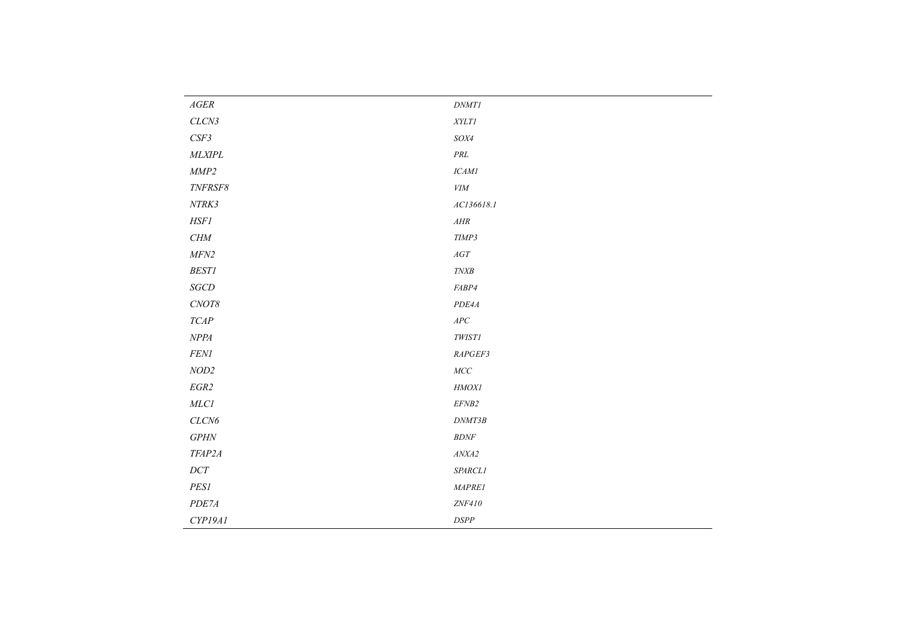| | |
|---|---|
| *AGER* | *DNMT1* |
| *CLCN3* | *XYLT1* |
| *CSF3* | *SOX4* |
| *MLXIPL* | *PRL* |
| *MMP2* | *ICAM1* |
| *TNFRSF8* | *VIM* |
| *NTRK3* | *AC136618.1* |
| *HSF1* | *AHR* |
| *CHM* | *TIMP3* |
| *MFN2* | *AGT* |
| *BEST1* | *TNXB* |
| *SGCD* | *FABP4* |
| *CNOT8* | *PDE4A* |
| *TCAP* | *APC* |
| *NPPA* | *TWIST1* |
| *FEN1* | *RAPGEF3* |
| *NOD2* | *MCC* |
| *EGR2* | *HMOX1* |
| *MLC1* | *EFNB2* |
| *CLCN6* | *DNMT3B* |
| *GPHN* | *BDNF* |
| *TFAP2A* | *ANXA2* |
| *DCT* | *SPARCL1* |
| *PES1* | *MAPRE1* |
| *PDE7A* | *ZNF410* |
| *CYP19A1* | *DSPP* |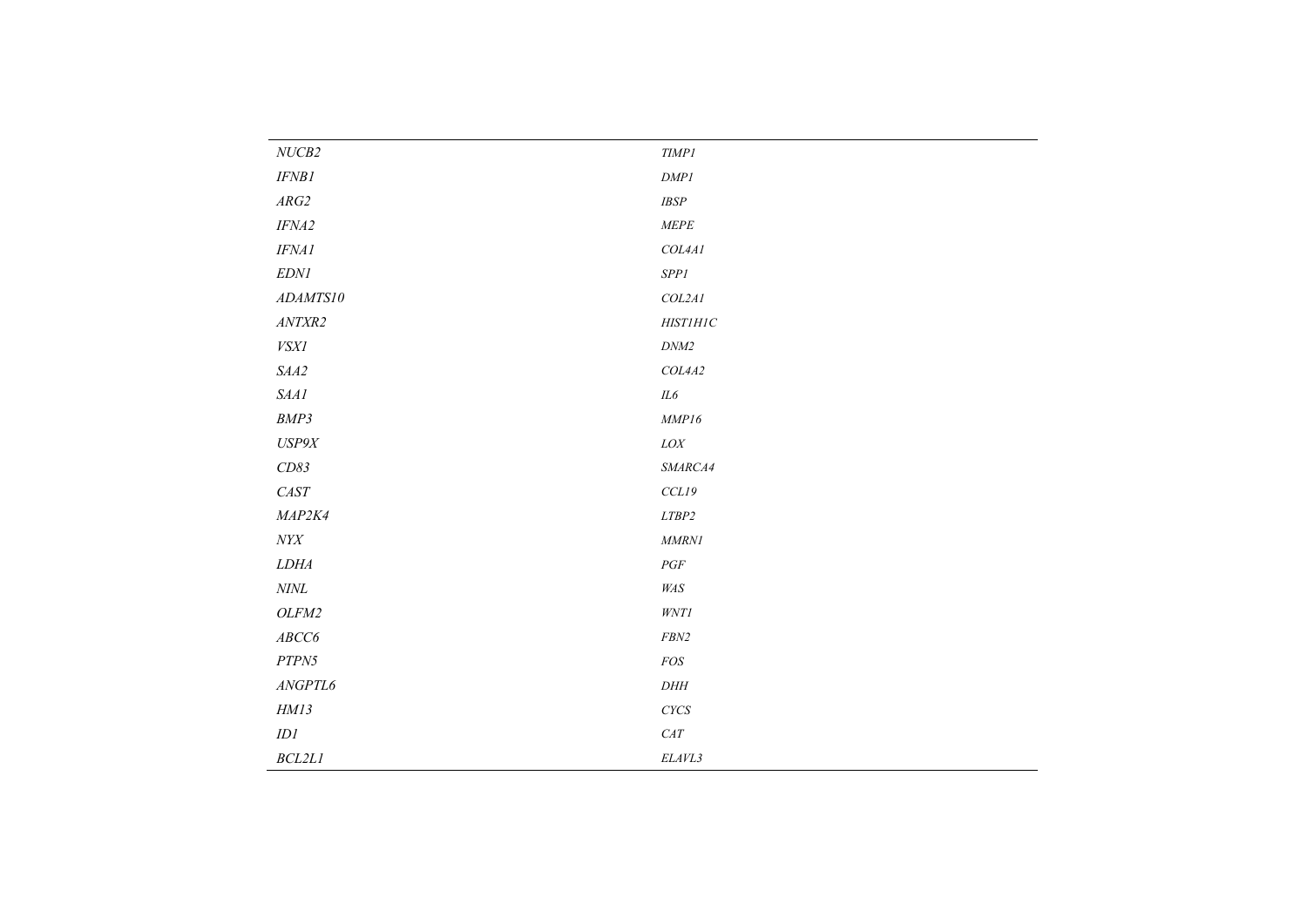| | |
|---|---|
| *NUCB2* | *TIMP1* |
| *IFNB1* | *DMP1* |
| *ARG2* | *IBSP* |
| *IFNA2* | *MEPE* |
| *IFNA1* | *COL4A1* |
| *EDN1* | *SPP1* |
| *ADAMTS10* | *COL2A1* |
| *ANTXR2* | *HIST1H1C* |
| *VSX1* | *DNM2* |
| *SAA2* | *COL4A2* |
| *SAA1* | *IL6* |
| *BMP3* | *MMP16* |
| *USP9X* | *LOX* |
| *CD83* | *SMARCA4* |
| *CAST* | *CCL19* |
| *MAP2K4* | *LTBP2* |
| *NYX* | *MMRN1* |
| *LDHA* | *PGF* |
| *NINL* | *WAS* |
| *OLFM2* | *WNT1* |
| *ABCC6* | *FBN2* |
| *PTPN5* | *FOS* |
| *ANGPTL6* | *DHH* |
| *HM13* | *CYCS* |
| *ID1* | *CAT* |
| *BCL2L1* | *ELAVL3* |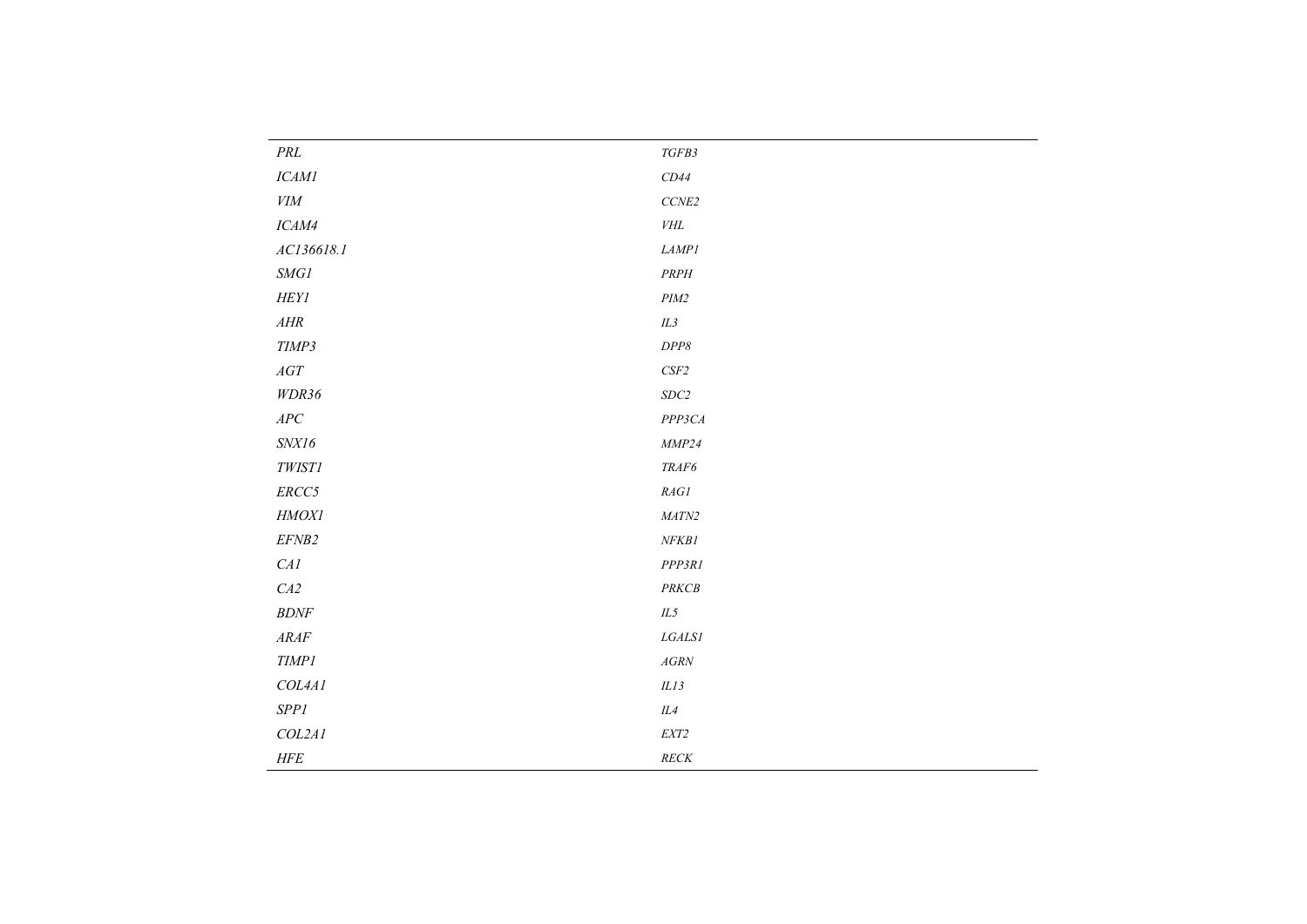| | |
|---|---|
| *PRL* | *TGFB3* |
| *ICAM1* | *CD44* |
| *VIM* | *CCNE2* |
| *ICAM4* | *VHL* |
| *AC136618.1* | *LAMP1* |
| *SMG1* | *PRPH* |
| *HEY1* | *PIM2* |
| *AHR* | *IL3* |
| *TIMP3* | *DPP8* |
| *AGT* | *CSF2* |
| *WDR36* | *SDC2* |
| *APC* | *PPP3CA* |
| *SNX16* | *MMP24* |
| *TWIST1* | *TRAF6* |
| *ERCC5* | *RAG1* |
| *HMOX1* | *MATN2* |
| *EFNB2* | *NFKB1* |
| *CA1* | *PPP3R1* |
| *CA2* | *PRKCB* |
| *BDNF* | *IL5* |
| *ARAF* | *LGALS1* |
| *TIMP1* | *AGRN* |
| *COL4A1* | *IL13* |
| *SPP1* | *IL4* |
| *COL2A1* | *EXT2* |
| *HFE* | *RECK* |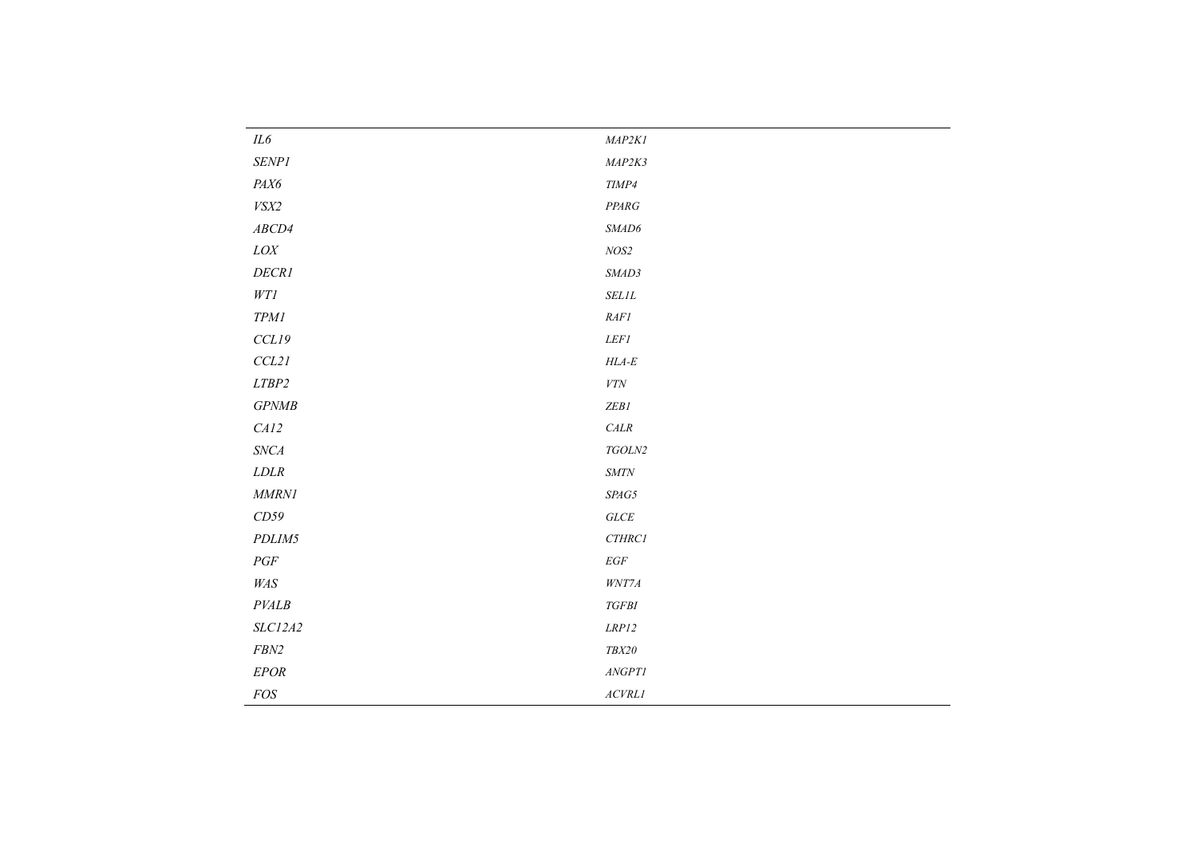| | |
|---|---|
| *IL6* | *MAP2K1* |
| *SENP1* | *MAP2K3* |
| *PAX6* | *TIMP4* |
| *VSX2* | *PPARG* |
| *ABCD4* | *SMAD6* |
| *LOX* | *NOS2* |
| *DECR1* | *SMAD3* |
| *WT1* | *SEL1L* |
| *TPM1* | *RAF1* |
| *CCL19* | *LEF1* |
| *CCL21* | *HLA-E* |
| *LTBP2* | *VTN* |
| *GPNMB* | *ZEB1* |
| *CA12* | *CALR* |
| *SNCA* | *TGOLN2* |
| *LDLR* | *SMTN* |
| *MMRN1* | *SPAG5* |
| *CD59* | *GLCE* |
| *PDLIM5* | *CTHRC1* |
| *PGF* | *EGF* |
| *WAS* | *WNT7A* |
| *PVALB* | *TGFBI* |
| *SLC12A2* | *LRP12* |
| *FBN2* | *TBX20* |
| *EPOR* | *ANGPT1* |
| *FOS* | *ACVRL1* |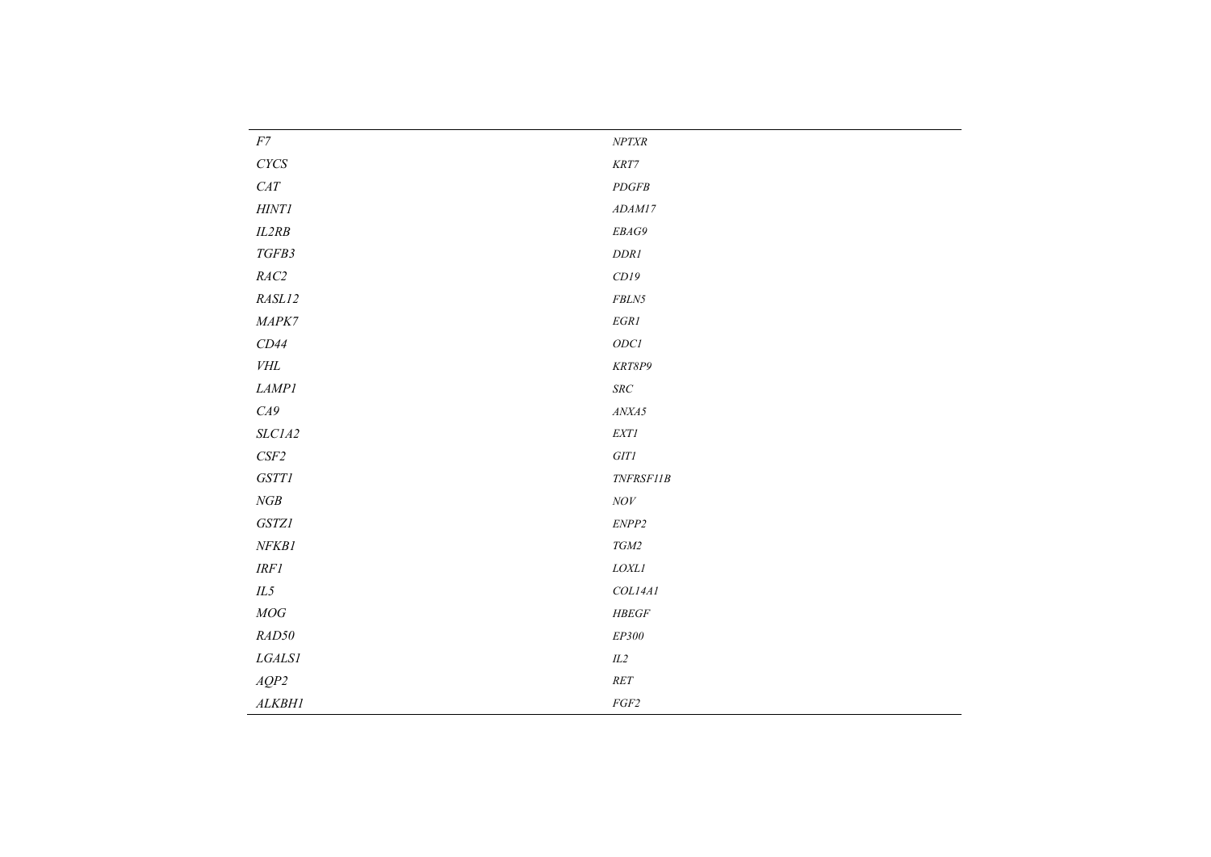| | |
|---|---|
| *F7* | *NPTXR* |
| *CYCS* | *KRT7* |
| *CAT* | *PDGFB* |
| *HINT1* | *ADAM17* |
| *IL2RB* | *EBAG9* |
| *TGFB3* | *DDR1* |
| *RAC2* | *CD19* |
| *RASL12* | *FBLN5* |
| *MAPK7* | *EGR1* |
| *CD44* | *ODC1* |
| *VHL* | *KRT8P9* |
| *LAMP1* | *SRC* |
| *CA9* | *ANXA5* |
| *SLC1A2* | *EXT1* |
| *CSF2* | *GIT1* |
| *GSTT1* | *TNFRSF11B* |
| *NGB* | *NOV* |
| *GSTZ1* | *ENPP2* |
| *NFKB1* | *TGM2* |
| *IRF1* | *LOXL1* |
| *IL5* | *COL14A1* |
| *MOG* | *HBEGF* |
| *RAD50* | *EP300* |
| *LGALS1* | *IL2* |
| *AQP2* | *RET* |
| *ALKBH1* | *FGF2* |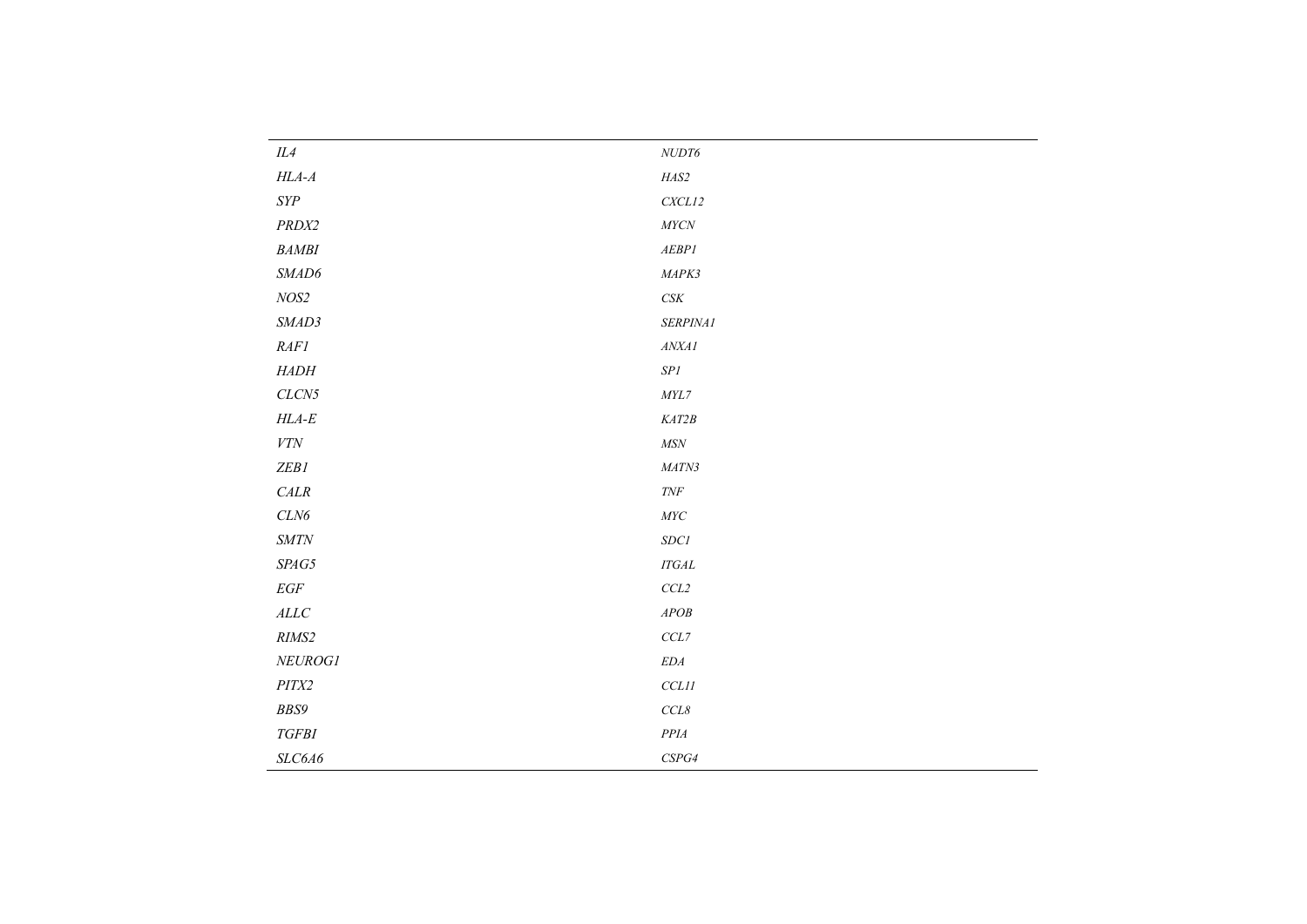| | |
|---|---|
| *IL4* | *NUDT6* |
| *HLA-A* | *HAS2* |
| *SYP* | *CXCL12* |
| *PRDX2* | *MYCN* |
| *BAMBI* | *AEBP1* |
| *SMAD6* | *MAPK3* |
| *NOS2* | *CSK* |
| *SMAD3* | *SERPINA1* |
| *RAF1* | *ANXA1* |
| *HADH* | *SP1* |
| *CLCN5* | *MYL7* |
| *HLA-E* | *KAT2B* |
| *VTN* | *MSN* |
| *ZEB1* | *MATN3* |
| *CALR* | *TNF* |
| *CLN6* | *MYC* |
| *SMTN* | *SDC1* |
| *SPAG5* | *ITGAL* |
| *EGF* | *CCL2* |
| *ALLC* | *APOB* |
| *RIMS2* | *CCL7* |
| *NEUROG1* | *EDA* |
| *PITX2* | *CCL11* |
| *BBS9* | *CCL8* |
| *TGFBI* | *PPIA* |
| *SLC6A6* | *CSPG4* |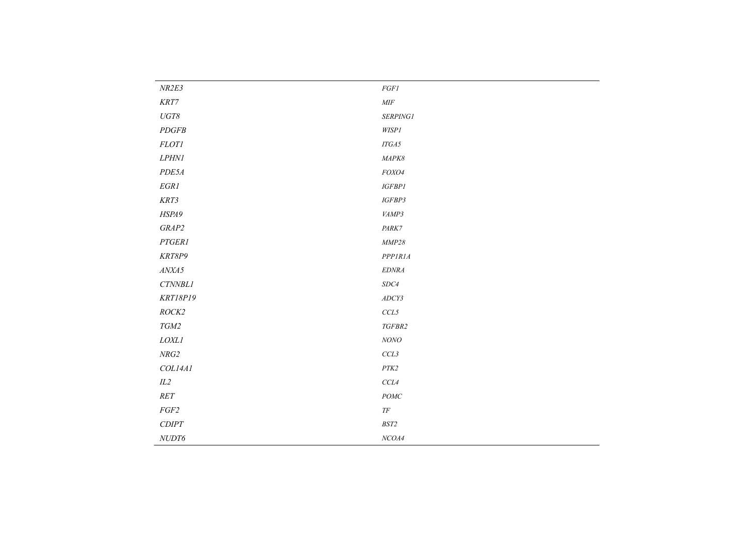| | |
|---|---|
| *NR2E3* | *FGF1* |
| *KRT7* | *MIF* |
| *UGT8* | *SERPING1* |
| *PDGFB* | *WISP1* |
| *FLOT1* | *ITGA5* |
| *LPHN1* | *MAPK8* |
| *PDE5A* | *FOXO4* |
| *EGR1* | *IGFBP1* |
| *KRT3* | *IGFBP3* |
| *HSPA9* | *VAMP3* |
| *GRAP2* | *PARK7* |
| *PTGER1* | *MMP28* |
| *KRT8P9* | *PPP1R1A* |
| *ANXA5* | *EDNRA* |
| *CTNNBL1* | *SDC4* |
| *KRT18P19* | *ADCY3* |
| *ROCK2* | *CCL5* |
| *TGM2* | *TGFBR2* |
| *LOXL1* | *NONO* |
| *NRG2* | *CCL3* |
| *COL14A1* | *PTK2* |
| *IL2* | *CCL4* |
| *RET* | *POMC* |
| *FGF2* | *TF* |
| *CDIPT* | *BST2* |
| *NUDT6* | *NCOA4* |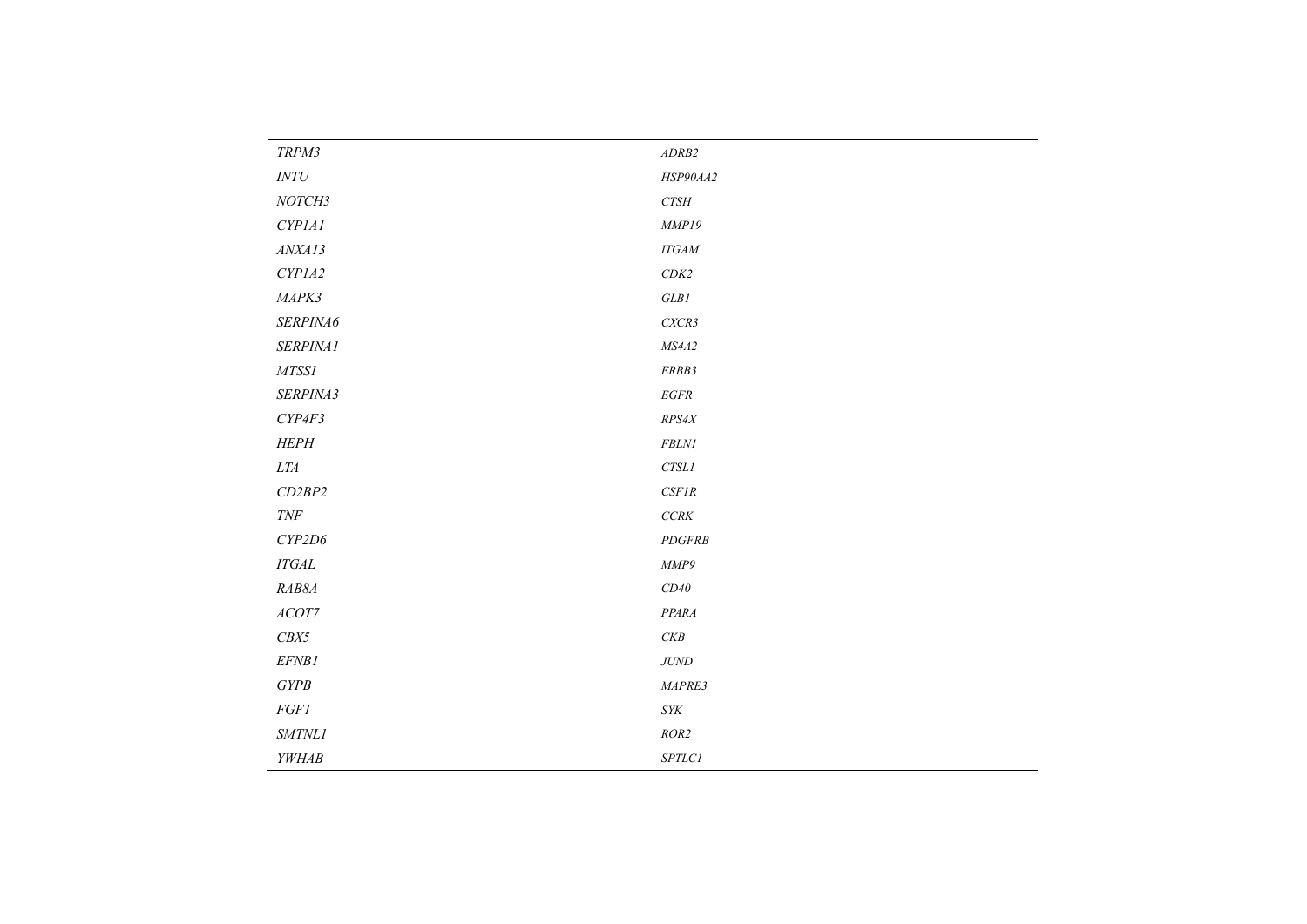| | |
|---|---|
| *TRPM3* | *ADRB2* |
| *INTU* | *HSP90AA2* |
| *NOTCH3* | *CTSH* |
| *CYP1A1* | *MMP19* |
| *ANXA13* | *ITGAM* |
| *CYP1A2* | *CDK2* |
| *MAPK3* | *GLB1* |
| *SERPINA6* | *CXCR3* |
| *SERPINA1* | *MS4A2* |
| *MTSS1* | *ERBB3* |
| *SERPINA3* | *EGFR* |
| *CYP4F3* | *RPS4X* |
| *HEPH* | *FBLN1* |
| *LTA* | *CTSL1* |
| *CD2BP2* | *CSF1R* |
| *TNF* | *CCRK* |
| *CYP2D6* | *PDGFRB* |
| *ITGAL* | *MMP9* |
| *RAB8A* | *CD40* |
| *ACOT7* | *PPARA* |
| *CBX5* | *CKB* |
| *EFNB1* | *JUND* |
| *GYPB* | *MAPRE3* |
| *FGF1* | *SYK* |
| *SMTNL1* | *ROR2* |
| *YWHAB* | *SPTLC1* |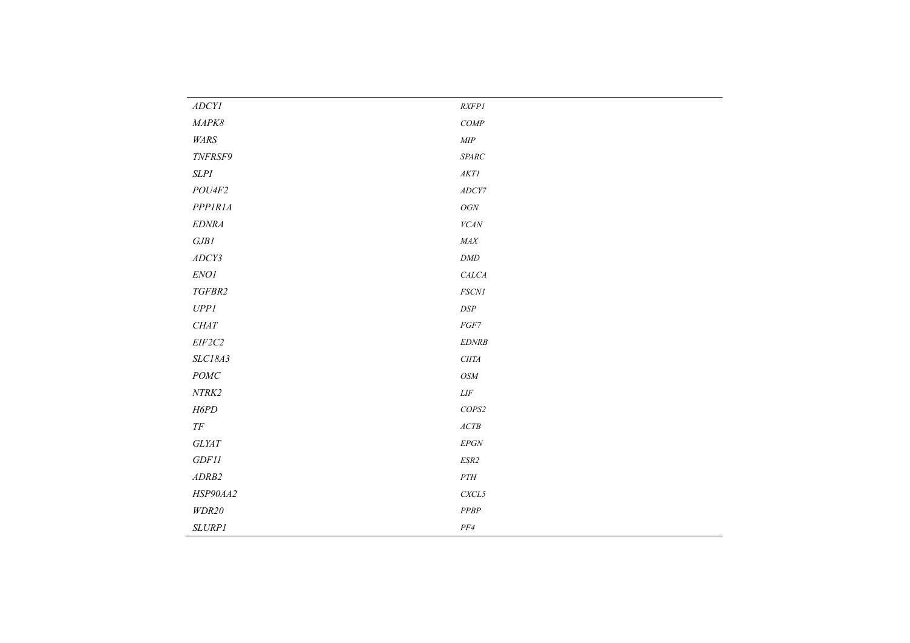| | |
|---|---|
| *ADCY1* | *RXFP1* |
| *MAPK8* | *COMP* |
| *WARS* | *MIP* |
| *TNFRSF9* | *SPARC* |
| *SLPI* | *AKT1* |
| *POU4F2* | *ADCY7* |
| *PPP1R1A* | *OGN* |
| *EDNRA* | *VCAN* |
| *GJB1* | *MAX* |
| *ADCY3* | *DMD* |
| *ENO1* | *CALCA* |
| *TGFBR2* | *FSCN1* |
| *UPP1* | *DSP* |
| *CHAT* | *FGF7* |
| *EIF2C2* | *EDNRB* |
| *SLC18A3* | *CIITA* |
| *POMC* | *OSM* |
| *NTRK2* | *LIF* |
| *H6PD* | *COPS2* |
| *TF* | *ACTB* |
| *GLYAT* | *EPGN* |
| *GDF11* | *ESR2* |
| *ADRB2* | *PTH* |
| *HSP90AA2* | *CXCL5* |
| *WDR20* | *PPBP* |
| *SLURP1* | *PF4* |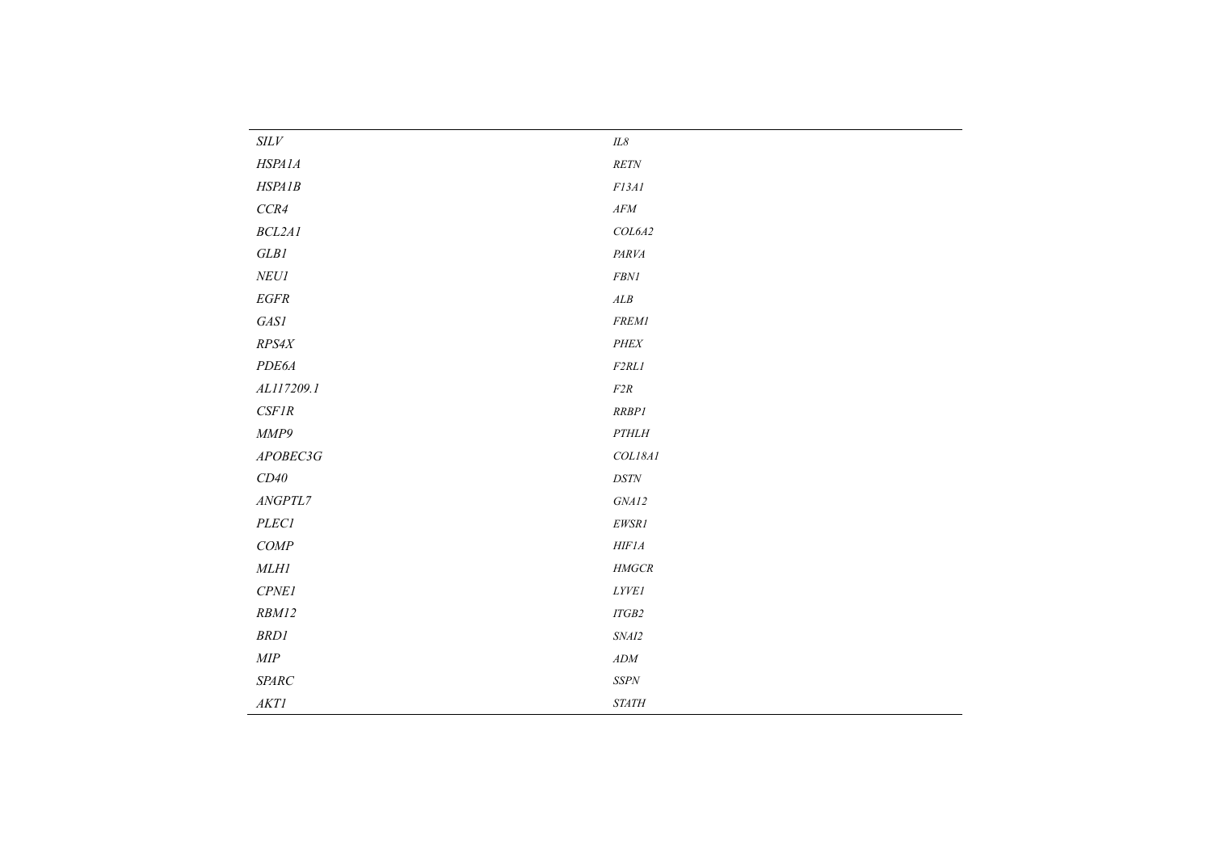| | |
|---|---|
| *SILV* | *IL8* |
| *HSPA1A* | *RETN* |
| *HSPA1B* | *F13A1* |
| *CCR4* | *AFM* |
| *BCL2A1* | *COL6A2* |
| *GLB1* | *PARVA* |
| *NEU1* | *FBN1* |
| *EGFR* | *ALB* |
| *GAS1* | *FREM1* |
| *RPS4X* | *PHEX* |
| *PDE6A* | *F2RL1* |
| *AL117209.1* | *F2R* |
| *CSF1R* | *RRBP1* |
| *MMP9* | *PTHLH* |
| *APOBEC3G* | *COL18A1* |
| *CD40* | *DSTN* |
| *ANGPTL7* | *GNA12* |
| *PLEC1* | *EWSR1* |
| *COMP* | *HIF1A* |
| *MLH1* | *HMGCR* |
| *CPNE1* | *LYVE1* |
| *RBM12* | *ITGB2* |
| *BRD1* | *SNAI2* |
| *MIP* | *ADM* |
| *SPARC* | *SSPN* |
| *AKT1* | *STATH* |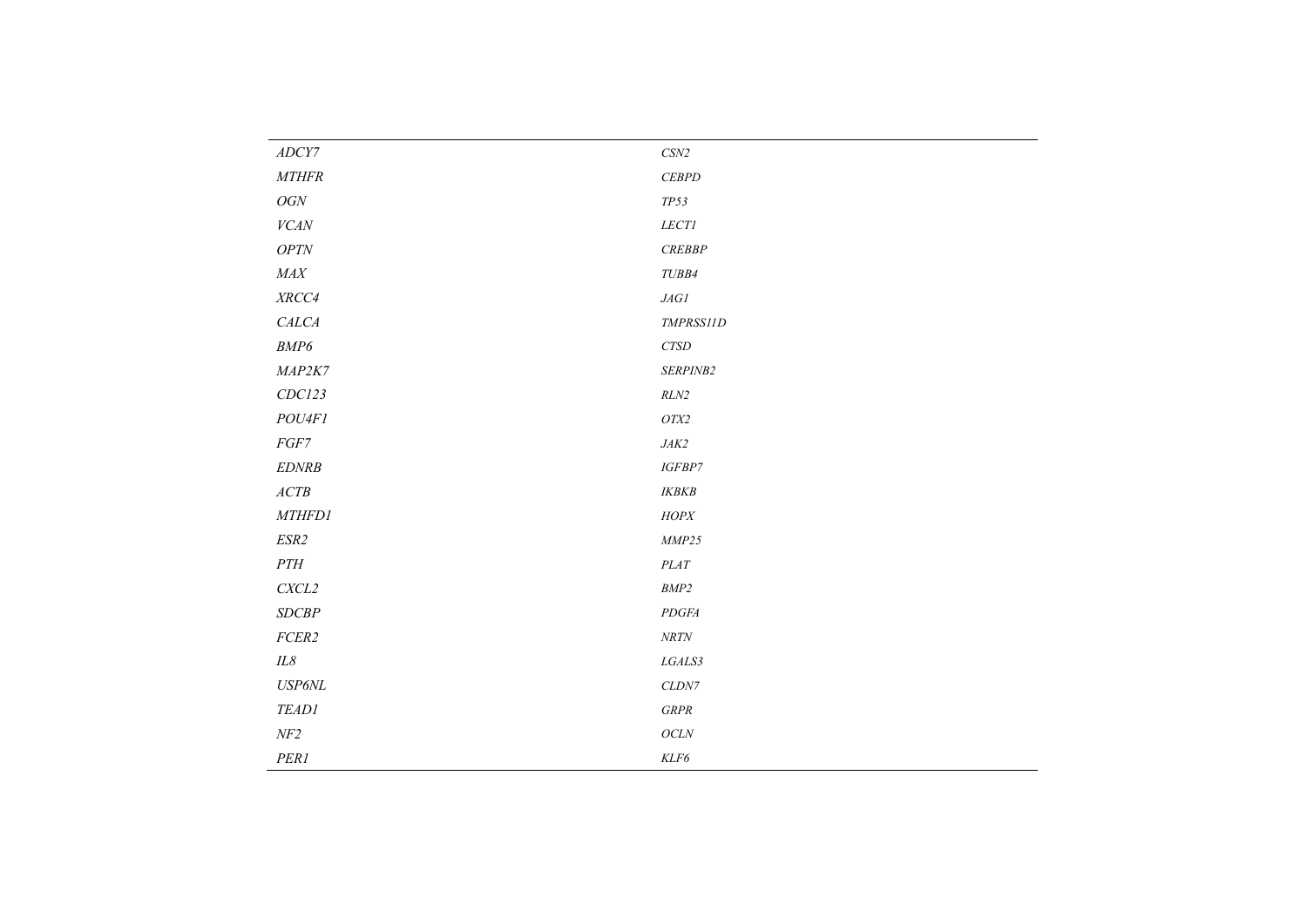| | |
|---|---|
| *ADCY7* | *CSN2* |
| *MTHFR* | *CEBPD* |
| *OGN* | *TP53* |
| *VCAN* | *LECT1* |
| *OPTN* | *CREBBP* |
| *MAX* | *TUBB4* |
| *XRCC4* | *JAG1* |
| *CALCA* | *TMPRSS11D* |
| *BMP6* | *CTSD* |
| *MAP2K7* | *SERPINB2* |
| *CDC123* | *RLN2* |
| *POU4F1* | *OTX2* |
| *FGF7* | *JAK2* |
| *EDNRB* | *IGFBP7* |
| *ACTB* | *IKBKB* |
| *MTHFD1* | *HOPX* |
| *ESR2* | *MMP25* |
| *PTH* | *PLAT* |
| *CXCL2* | *BMP2* |
| *SDCBP* | *PDGFA* |
| *FCER2* | *NRTN* |
| *IL8* | *LGALS3* |
| *USP6NL* | *CLDN7* |
| *TEAD1* | *GRPR* |
| *NF2* | *OCLN* |
| *PER1* | *KLF6* |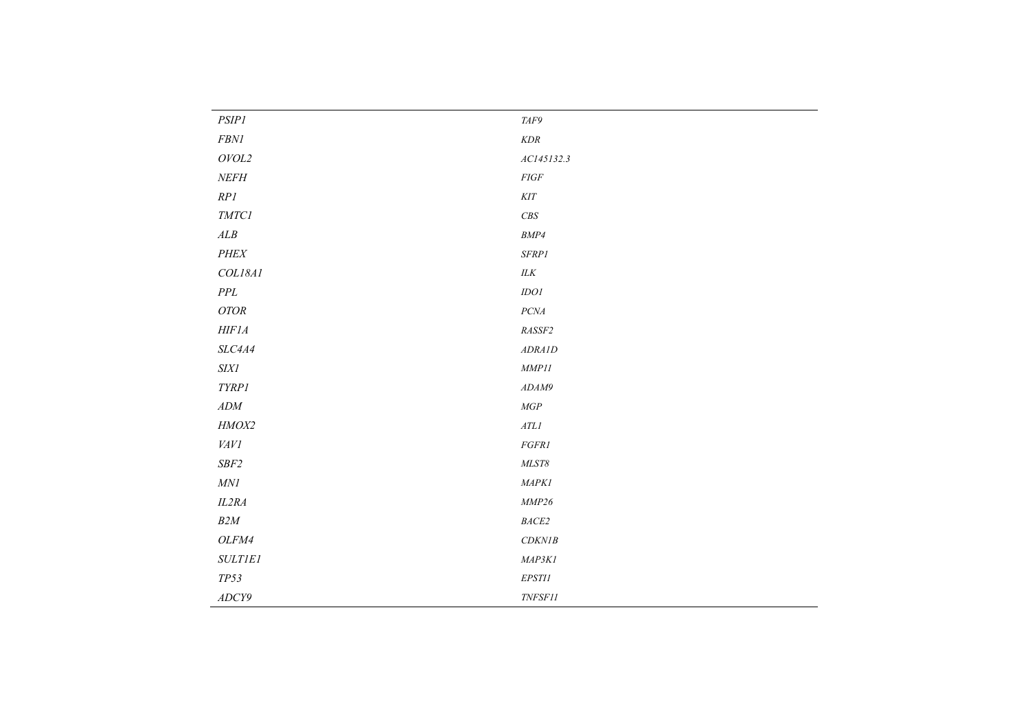| | |
|---|---|
| *PSIP1* | *TAF9* |
| *FBN1* | *KDR* |
| *OVOL2* | *AC145132.3* |
| *NEFH* | *FIGF* |
| *RP1* | *KIT* |
| *TMTC1* | *CBS* |
| *ALB* | *BMP4* |
| *PHEX* | *SFRP1* |
| *COL18A1* | *ILK* |
| *PPL* | *IDO1* |
| *OTOR* | *PCNA* |
| *HIF1A* | *RASSF2* |
| *SLC4A4* | *ADRA1D* |
| *SIX1* | *MMP11* |
| *TYRP1* | *ADAM9* |
| *ADM* | *MGP* |
| *HMOX2* | *ATL1* |
| *VAV1* | *FGFR1* |
| *SBF2* | *MLST8* |
| *MN1* | *MAPK1* |
| *IL2RA* | *MMP26* |
| *B2M* | *BACE2* |
| *OLFM4* | *CDKN1B* |
| *SULT1E1* | *MAP3K1* |
| *TP53* | *EPSTI1* |
| *ADCY9* | *TNFSF11* |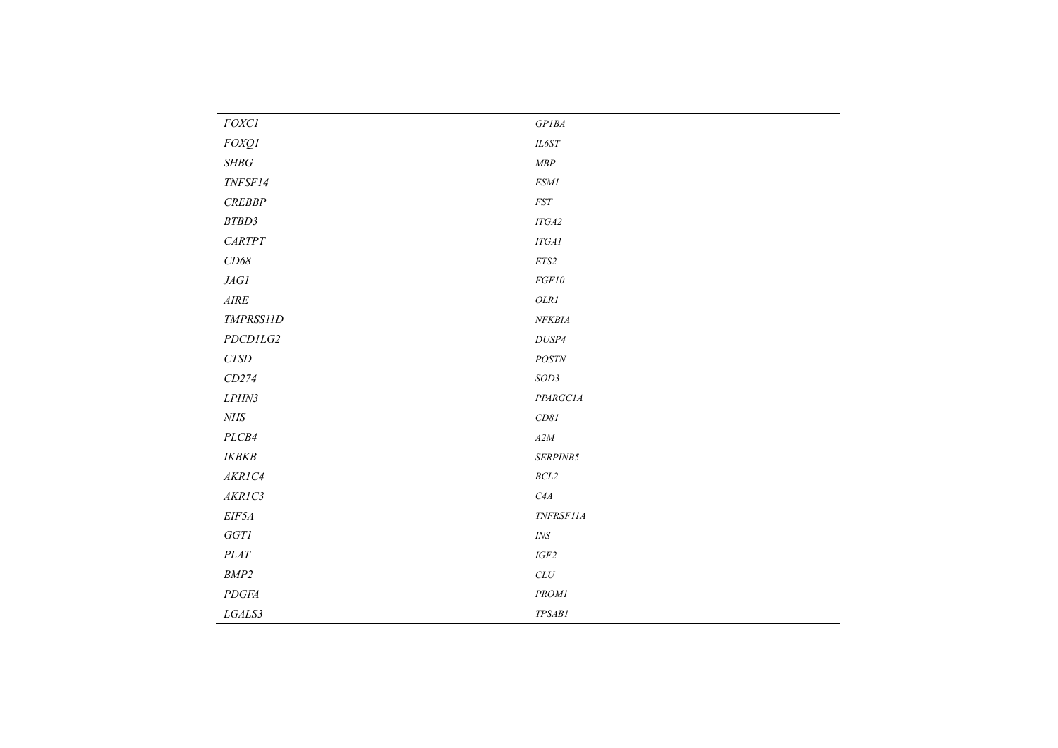| | |
|---|---|
| *FOXC1* | *GP1BA* |
| *FOXQ1* | *IL6ST* |
| *SHBG* | *MBP* |
| *TNFSF14* | *ESM1* |
| *CREBBP* | *FST* |
| *BTBD3* | *ITGA2* |
| *CARTPT* | *ITGA1* |
| *CD68* | *ETS2* |
| *JAG1* | *FGF10* |
| *AIRE* | *OLR1* |
| *TMPRSS11D* | *NFKBIA* |
| *PDCD1LG2* | *DUSP4* |
| *CTSD* | *POSTN* |
| *CD274* | *SOD3* |
| *LPHN3* | *PPARGC1A* |
| *NHS* | *CD81* |
| *PLCB4* | *A2M* |
| *IKBKB* | *SERPINB5* |
| *AKR1C4* | *BCL2* |
| *AKR1C3* | *C4A* |
| *EIF5A* | *TNFRSF11A* |
| *GGT1* | *INS* |
| *PLAT* | *IGF2* |
| *BMP2* | *CLU* |
| *PDGFA* | *PROM1* |
| *LGALS3* | *TPSAB1* |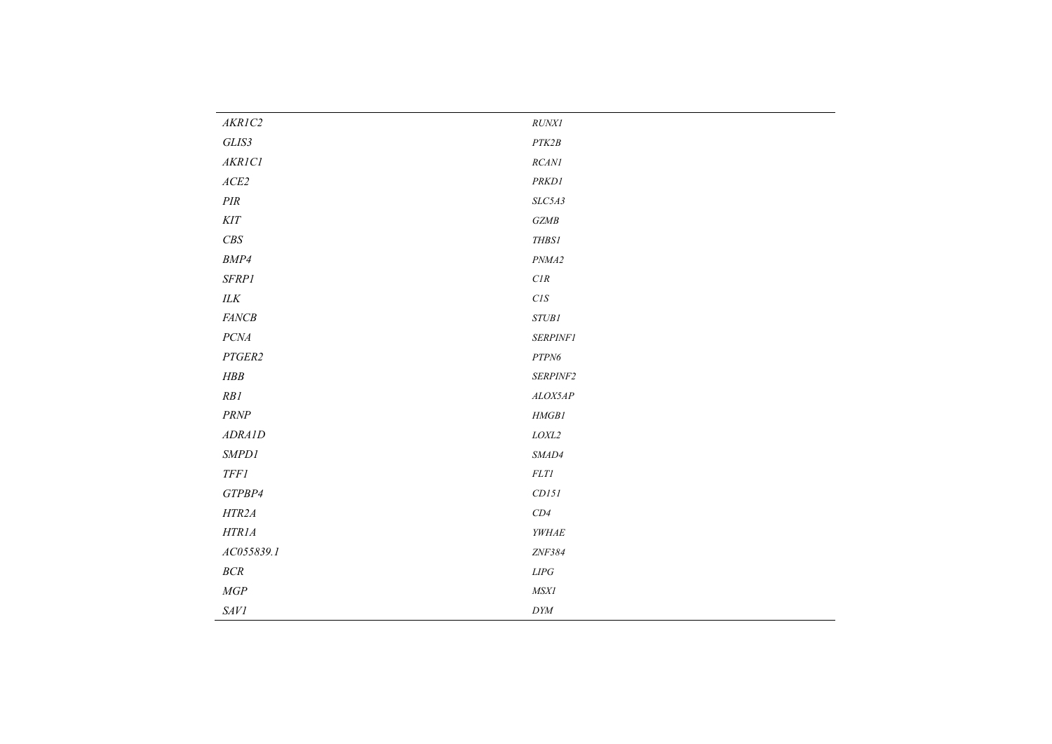| | |
|---|---|
| *AKR1C2* | *RUNX1* |
| *GLIS3* | *PTK2B* |
| *AKR1C1* | *RCAN1* |
| *ACE2* | *PRKD1* |
| *PIR* | *SLC5A3* |
| *KIT* | *GZMB* |
| *CBS* | *THBS1* |
| *BMP4* | *PNMA2* |
| *SFRP1* | *C1R* |
| *ILK* | *C1S* |
| *FANCB* | *STUB1* |
| *PCNA* | *SERPINF1* |
| *PTGER2* | *PTPN6* |
| *HBB* | *SERPINF2* |
| *RB1* | *ALOX5AP* |
| *PRNP* | *HMGB1* |
| *ADRA1D* | *LOXL2* |
| *SMPD1* | *SMAD4* |
| *TFF1* | *FLT1* |
| *GTPBP4* | *CD151* |
| *HTR2A* | *CD4* |
| *HTR1A* | *YWHAE* |
| *AC055839.1* | *ZNF384* |
| *BCR* | *LIPG* |
| *MGP* | *MSX1* |
| *SAV1* | *DYM* |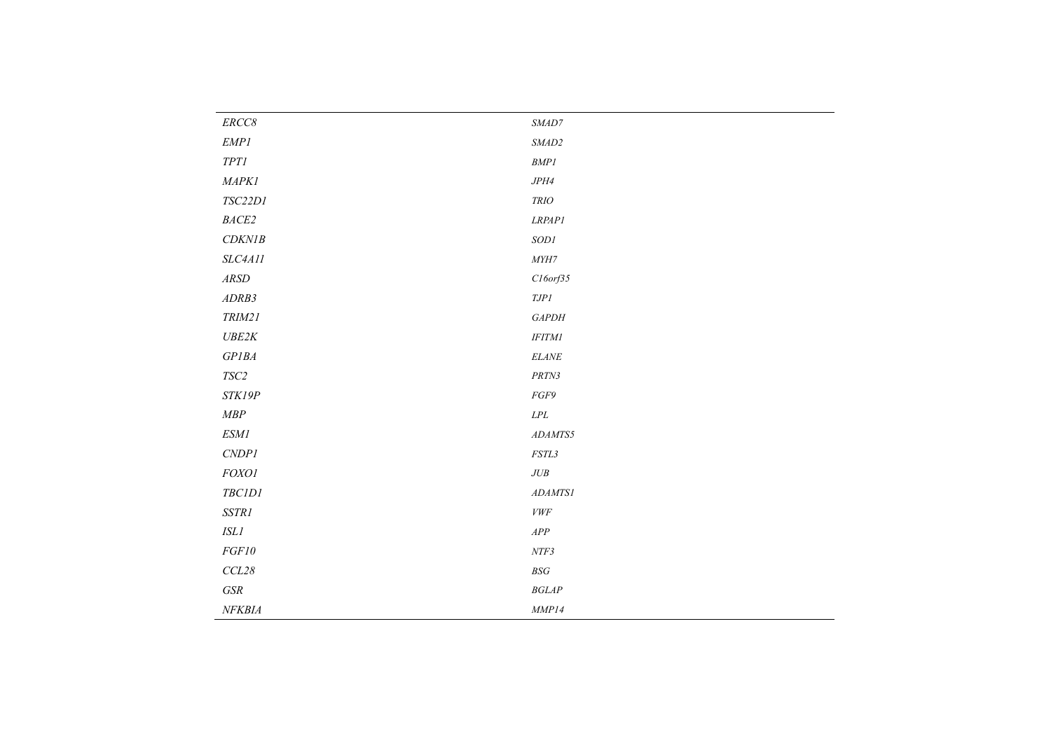| | |
|---|---|
| *ERCC8* | *SMAD7* |
| *EMP1* | *SMAD2* |
| *TPT1* | *BMP1* |
| *MAPK1* | *JPH4* |
| *TSC22D1* | *TRIO* |
| *BACE2* | *LRPAP1* |
| *CDKN1B* | *SOD1* |
| *SLC4A11* | *MYH7* |
| *ARSD* | *C16orf35* |
| *ADRB3* | *TJP1* |
| *TRIM21* | *GAPDH* |
| *UBE2K* | *IFITM1* |
| *GP1BA* | *ELANE* |
| *TSC2* | *PRTN3* |
| *STK19P* | *FGF9* |
| *MBP* | *LPL* |
| *ESM1* | *ADAMTS5* |
| *CNDP1* | *FSTL3* |
| *FOXO1* | *JUB* |
| *TBC1D1* | *ADAMTS1* |
| *SSTR1* | *VWF* |
| *ISL1* | *APP* |
| *FGF10* | *NTF3* |
| *CCL28* | *BSG* |
| *GSR* | *BGLAP* |
| *NFKBIA* | *MMP14* |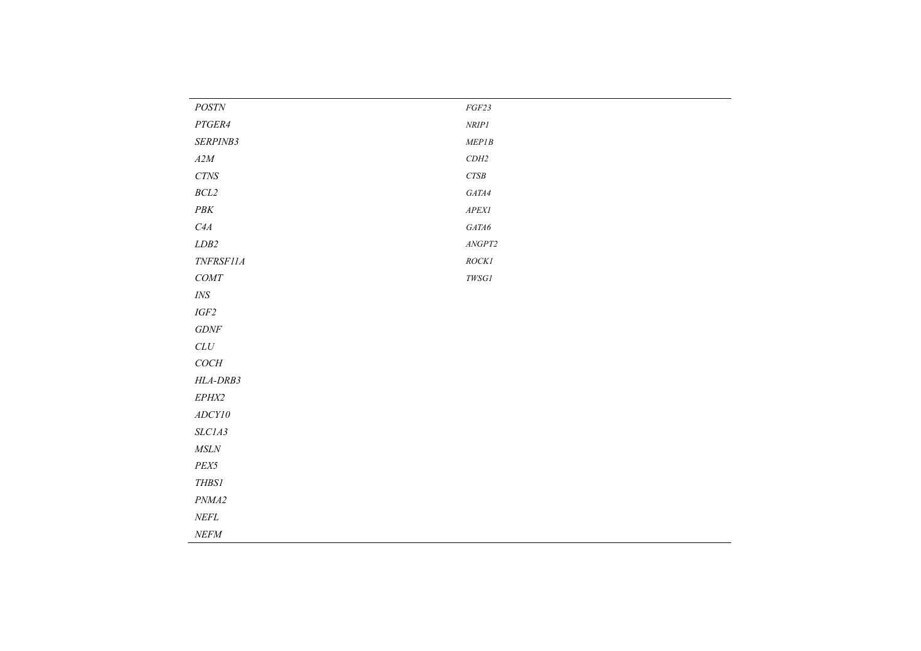| | |
|---|---|
| *POSTN* | *FGF23* |
| *PTGER4* | *NRIP1* |
| *SERPINB3* | *MEP1B* |
| *A2M* | *CDH2* |
| *CTNS* | *CTSB* |
| *BCL2* | *GATA4* |
| *PBK* | *APEX1* |
| *C4A* | *GATA6* |
| *LDB2* | *ANGPT2* |
| *TNFRSF11A* | *ROCK1* |
| *COMT* | *TWSG1* |
| *INS* | |
| *IGF2* | |
| *GDNF* | |
| *CLU* | |
| *COCH* | |
| *HLA-DRB3* | |
| *EPHX2* | |
| *ADCY10* | |
| *SLC1A3* | |
| *MSLN* | |
| *PEX5* | |
| *THBS1* | |
| *PNMA2* | |
| *NEFL* | |
| *NEFM* | |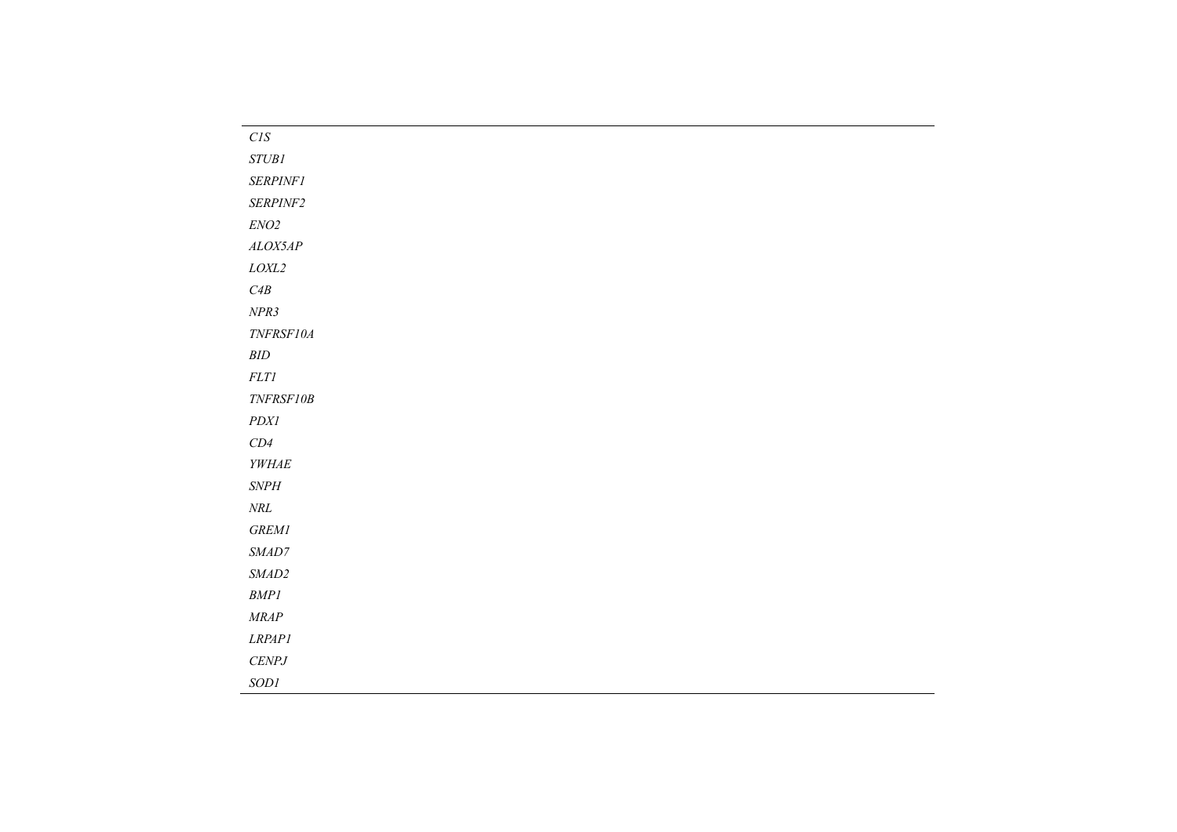| |
|---|
| *C1S* |
| *STUB1* |
| *SERPINF1* |
| *SERPINF2* |
| *ENO2* |
| *ALOX5AP* |
| *LOXL2* |
| *C4B* |
| *NPR3* |
| *TNFRSF10A* |
| *BID* |
| *FLT1* |
| *TNFRSF10B* |
| *PDX1* |
| *CD4* |
| *YWHAE* |
| *SNPH* |
| *NRL* |
| *GREM1* |
| *SMAD7* |
| *SMAD2* |
| *BMP1* |
| *MRAP* |
| *LRPAP1* |
| *CENPJ* |
| *SOD1* |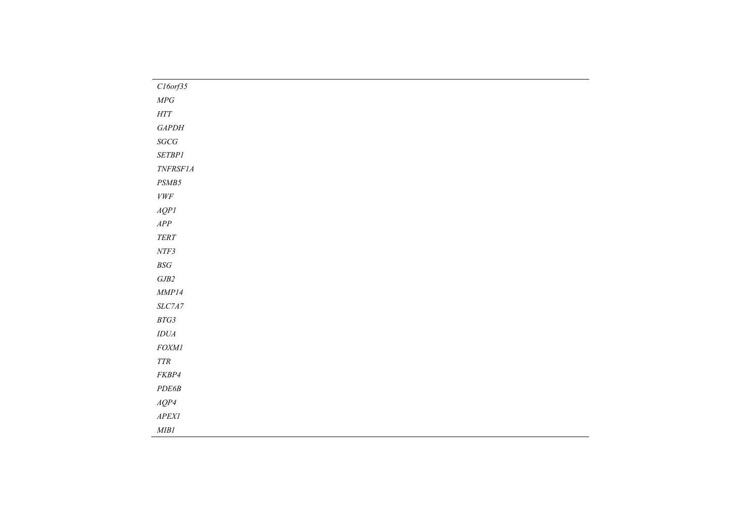| |
|---|
| *C16orf35* |
| *MPG* |
| *HTT* |
| *GAPDH* |
| *SGCG* |
| *SETBP1* |
| *TNFRSF1A* |
| *PSMB5* |
| *VWF* |
| *AQP1* |
| *APP* |
| *TERT* |
| *NTF3* |
| *BSG* |
| *GJB2* |
| *MMP14* |
| *SLC7A7* |
| *BTG3* |
| *IDUA* |
| *FOXM1* |
| *TTR* |
| *FKBP4* |
| *PDE6B* |
| *AQP4* |
| *APEX1* |
| *MIB1* |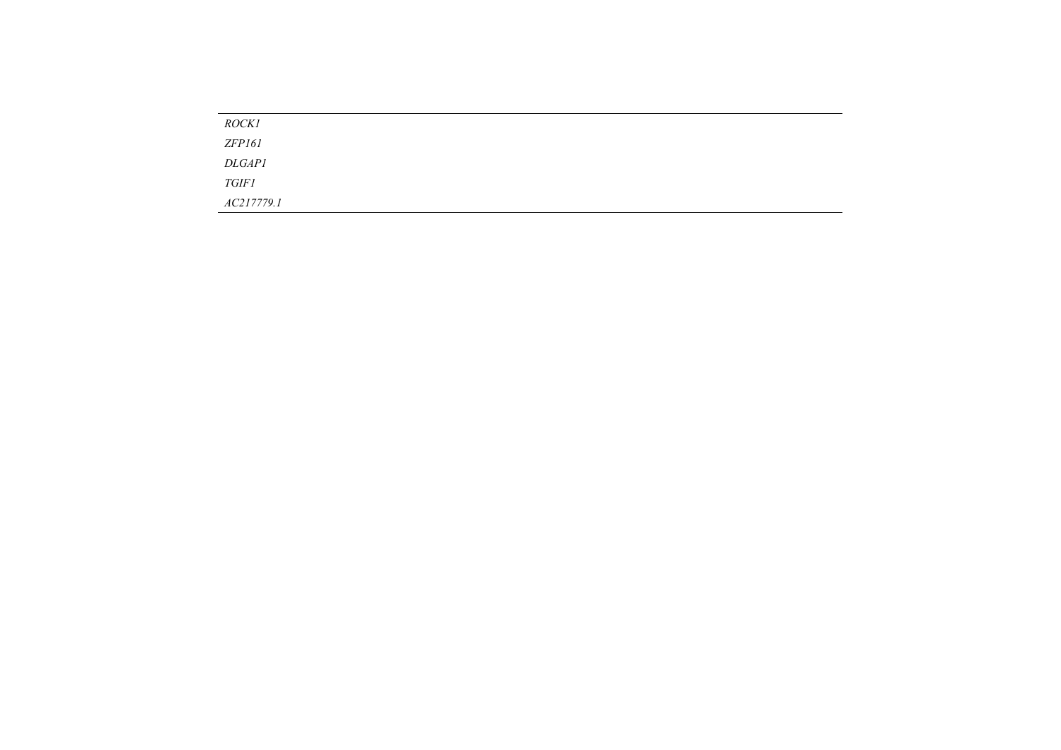| |
|---|
| *ROCK1* |
| *ZFP161* |
| *DLGAP1* |
| *TGIF1* |
| *AC217779.1* |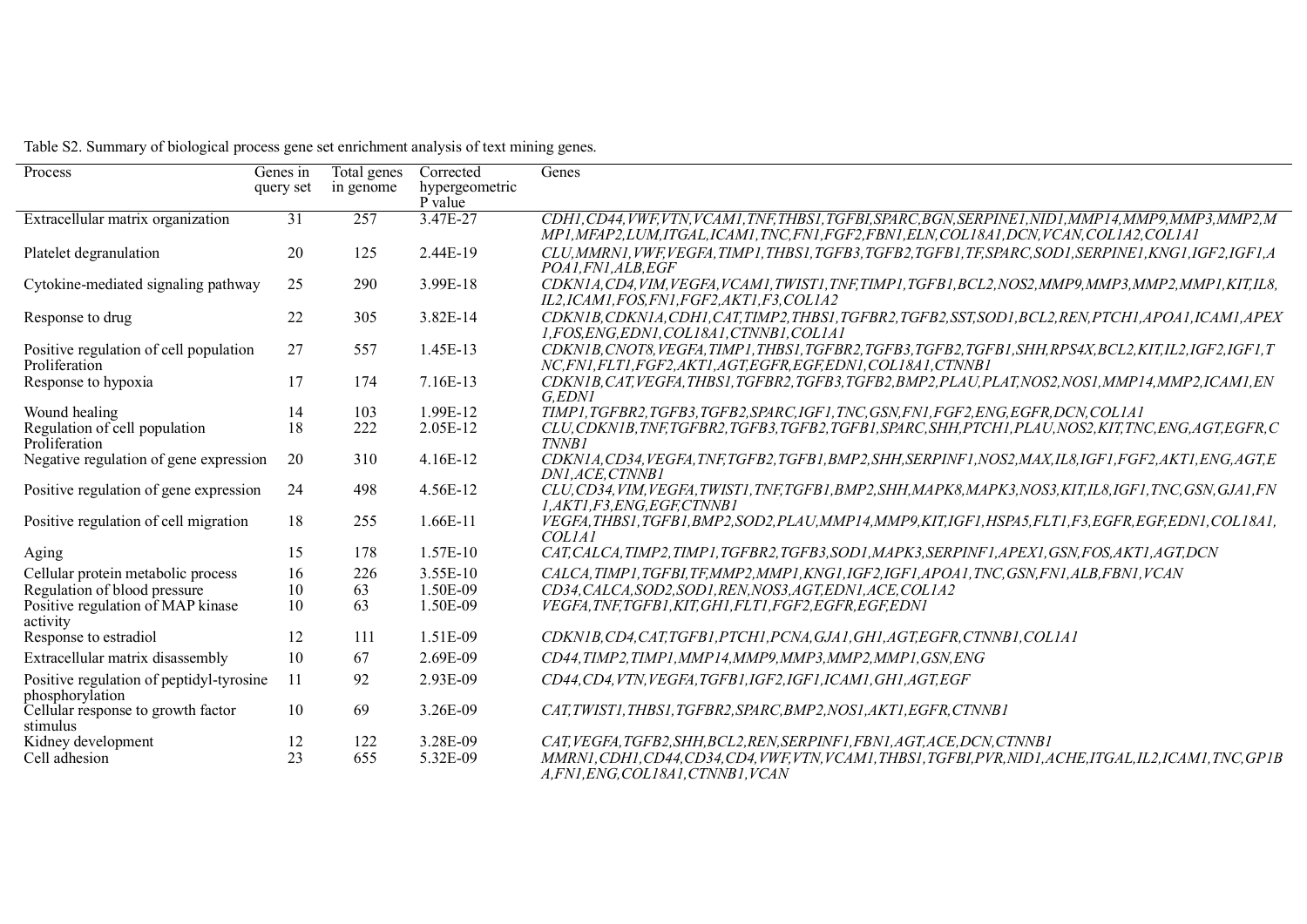Table S2. Summary of biological process gene set enrichment analysis of text mining genes.

| Process | Genes in query set | Total genes in genome | Corrected hypergeometric P value | Genes |
|---|---|---|---|---|
| Extracellular matrix organization | 31 | 257 | 3.47E-27 | *CDH1,CD44,VWF,VTN,VCAM1,TNF,THBS1,TGFBI,SPARC,BGN,SERPINE1,NID1,MMP14,MMP9,MMP3,MMP2,MMP1,MFAP2,LUM,ITGAL,ICAM1,TNC,FN1,FGF2,FBN1,ELN,COL18A1,DCN,VCAN,COL1A2,COL1A1* |
| Platelet degranulation | 20 | 125 | 2.44E-19 | *CLU,MMRN1,VWF,VEGFA,TIMP1,THBS1,TGFB3,TGFB2,TGFB1,TF,SPARC,SOD1,SERPINE1,KNG1,IGF2,IGF1,APOA1,FN1,ALB,EGF* |
| Cytokine-mediated signaling pathway | 25 | 290 | 3.99E-18 | *CDKN1A,CD4,VIM,VEGFA,VCAM1,TWIST1,TNF,TIMP1,TGFB1,BCL2,NOS2,MMP9,MMP3,MMP2,MMP1,KIT,IL8,IL2,ICAM1,FOS,FN1,FGF2,AKT1,F3,COL1A2* |
| Response to drug | 22 | 305 | 3.82E-14 | *CDKN1B,CDKN1A,CDH1,CAT,TIMP2,THBS1,TGFBR2,TGFB2,SST,SOD1,BCL2,REN,PTCH1,APOA1,ICAM1,APEX1,FOS,ENG,EDN1,COL18A1,CTNNB1,COL1A1* |
| Positive regulation of cell population Proliferation | 27 | 557 | 1.45E-13 | *CDKN1B,CNOT8,VEGFA,TIMP1,THBS1,TGFBR2,TGFB3,TGFB2,TGFB1,SHH,RPS4X,BCL2,KIT,IL2,IGF2,IGF1,TNC,FN1,FLT1,FGF2,AKT1,AGT,EGFR,EGF,EDN1,COL18A1,CTNNB1* |
| Response to hypoxia | 17 | 174 | 7.16E-13 | *CDKN1B,CAT,VEGFA,THBS1,TGFBR2,TGFB3,TGFB2,BMP2,PLAU,PLAT,NOS2,NOS1,MMP14,MMP2,ICAM1,ENG,EDN1* |
| Wound healing | 14 | 103 | 1.99E-12 | *TIMP1,TGFBR2,TGFB3,TGFB2,SPARC,IGF1,TNC,GSN,FN1,FGF2,ENG,EGFR,DCN,COL1A1* |
| Regulation of cell population Proliferation | 18 | 222 | 2.05E-12 | *CLU,CDKN1B,TNF,TGFBR2,TGFB3,TGFB2,TGFB1,SPARC,SHH,PTCH1,PLAU,NOS2,KIT,TNC,ENG,AGT,EGFR,CTNNB1* |
| Negative regulation of gene expression | 20 | 310 | 4.16E-12 | *CDKN1A,CD34,VEGFA,TNF,TGFB2,TGFB1,BMP2,SHH,SERPINF1,NOS2,MAX,IL8,IGF1,FGF2,AKT1,ENG,AGT,EDN1,ACE,CTNNB1* |
| Positive regulation of gene expression | 24 | 498 | 4.56E-12 | *CLU,CD34,VIM,VEGFA,TWIST1,TNF,TGFB1,BMP2,SHH,MAPK8,MAPK3,NOS3,KIT,IL8,IGF1,TNC,GSN,GJA1,FN1,AKT1,F3,ENG,EGF,CTNNB1* |
| Positive regulation of cell migration | 18 | 255 | 1.66E-11 | *VEGFA,THBS1,TGFB1,BMP2,SOD2,PLAU,MMP14,MMP9,KIT,IGF1,HSPA5,FLT1,F3,EGFR,EGF,EDN1,COL18A1,COL1A1* |
| Aging | 15 | 178 | 1.57E-10 | *CAT,CALCA,TIMP2,TIMP1,TGFBR2,TGFB3,SOD1,MAPK3,SERPINF1,APEX1,GSN,FOS,AKT1,AGT,DCN* |
| Cellular protein metabolic process | 16 | 226 | 3.55E-10 | *CALCA,TIMP1,TGFBI,TF,MMP2,MMP1,KNG1,IGF2,IGF1,APOA1,TNC,GSN,FN1,ALB,FBN1,VCAN* |
| Regulation of blood pressure | 10 | 63 | 1.50E-09 | *CD34,CALCA,SOD2,SOD1,REN,NOS3,AGT,EDN1,ACE,COL1A2* |
| Positive regulation of MAP kinase activity | 10 | 63 | 1.50E-09 | *VEGFA,TNF,TGFB1,KIT,GH1,FLT1,FGF2,EGFR,EGF,EDN1* |
| Response to estradiol | 12 | 111 | 1.51E-09 | *CDKN1B,CD4,CAT,TGFB1,PTCH1,PCNA,GJA1,GH1,AGT,EGFR,CTNNB1,COL1A1* |
| Extracellular matrix disassembly | 10 | 67 | 2.69E-09 | *CD44,TIMP2,TIMP1,MMP14,MMP9,MMP3,MMP2,MMP1,GSN,ENG* |
| Positive regulation of peptidyl-tyrosine phosphorylation | 11 | 92 | 2.93E-09 | *CD44,CD4,VTN,VEGFA,TGFB1,IGF2,IGF1,ICAM1,GH1,AGT,EGF* |
| Cellular response to growth factor stimulus | 10 | 69 | 3.26E-09 | *CAT,TWIST1,THBS1,TGFBR2,SPARC,BMP2,NOS1,AKT1,EGFR,CTNNB1* |
| Kidney development | 12 | 122 | 3.28E-09 | *CAT,VEGFA,TGFB2,SHH,BCL2,REN,SERPINF1,FBN1,AGT,ACE,DCN,CTNNB1* |
| Cell adhesion | 23 | 655 | 5.32E-09 | *MMRN1,CDH1,CD44,CD34,CD4,VWF,VTN,VCAM1,THBS1,TGFBI,PVR,NID1,ACHE,ITGAL,IL2,ICAM1,TNC,GP1BA,FN1,ENG,COL18A1,CTNNB1,VCAN* |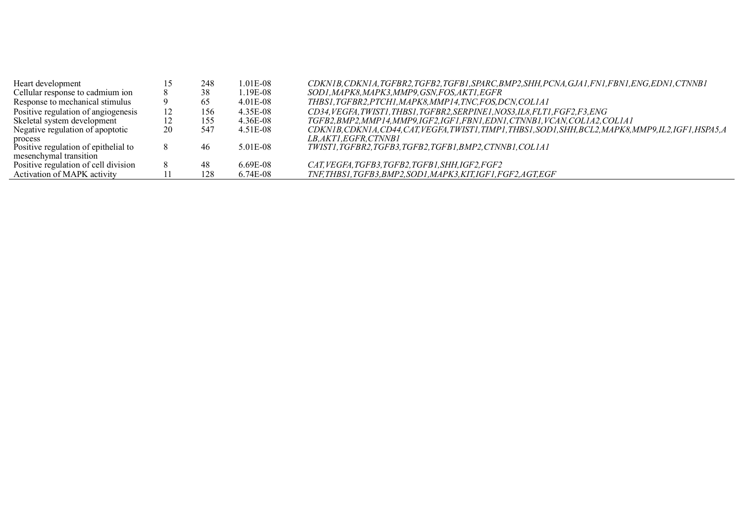| | | | | |
|---|---|---|---|---|
| Heart development | 15 | 248 | 1.01E-08 | *CDKN1B,CDKN1A,TGFBR2,TGFB2,TGFB1,SPARC,BMP2,SHH,PCNA,GJA1,FN1,FBN1,ENG,EDN1,CTNNB1* |
| Cellular response to cadmium ion | 8 | 38 | 1.19E-08 | *SOD1,MAPK8,MAPK3,MMP9,GSN,FOS,AKT1,EGFR* |
| Response to mechanical stimulus | 9 | 65 | 4.01E-08 | *THBS1,TGFBR2,PTCH1,MAPK8,MMP14,TNC,FOS,DCN,COL1A1* |
| Positive regulation of angiogenesis | 12 | 156 | 4.35E-08 | *CD34,VEGFA,TWIST1,THBS1,TGFBR2,SERPINE1,NOS3,IL8,FLT1,FGF2,F3,ENG* |
| Skeletal system development | 12 | 155 | 4.36E-08 | *TGFB2,BMP2,MMP14,MMP9,IGF2,IGF1,FBN1,EDN1,CTNNB1,VCAN,COL1A2,COL1A1* |
| Negative regulation of apoptotic process | 20 | 547 | 4.51E-08 | *CDKN1B,CDKN1A,CD44,CAT,VEGFA,TWIST1,TIMP1,THBS1,SOD1,SHH,BCL2,MAPK8,MMP9,IL2,IGF1,HSPA5,ALB,AKT1,EGFR,CTNNB1* |
| Positive regulation of epithelial to mesenchymal transition | 8 | 46 | 5.01E-08 | *TWIST1,TGFBR2,TGFB3,TGFB2,TGFB1,BMP2,CTNNB1,COL1A1* |
| Positive regulation of cell division | 8 | 48 | 6.69E-08 | *CAT,VEGFA,TGFB3,TGFB2,TGFB1,SHH,IGF2,FGF2* |
| Activation of MAPK activity | 11 | 128 | 6.74E-08 | *TNF,THBS1,TGFB3,BMP2,SOD1,MAPK3,KIT,IGF1,FGF2,AGT,EGF* |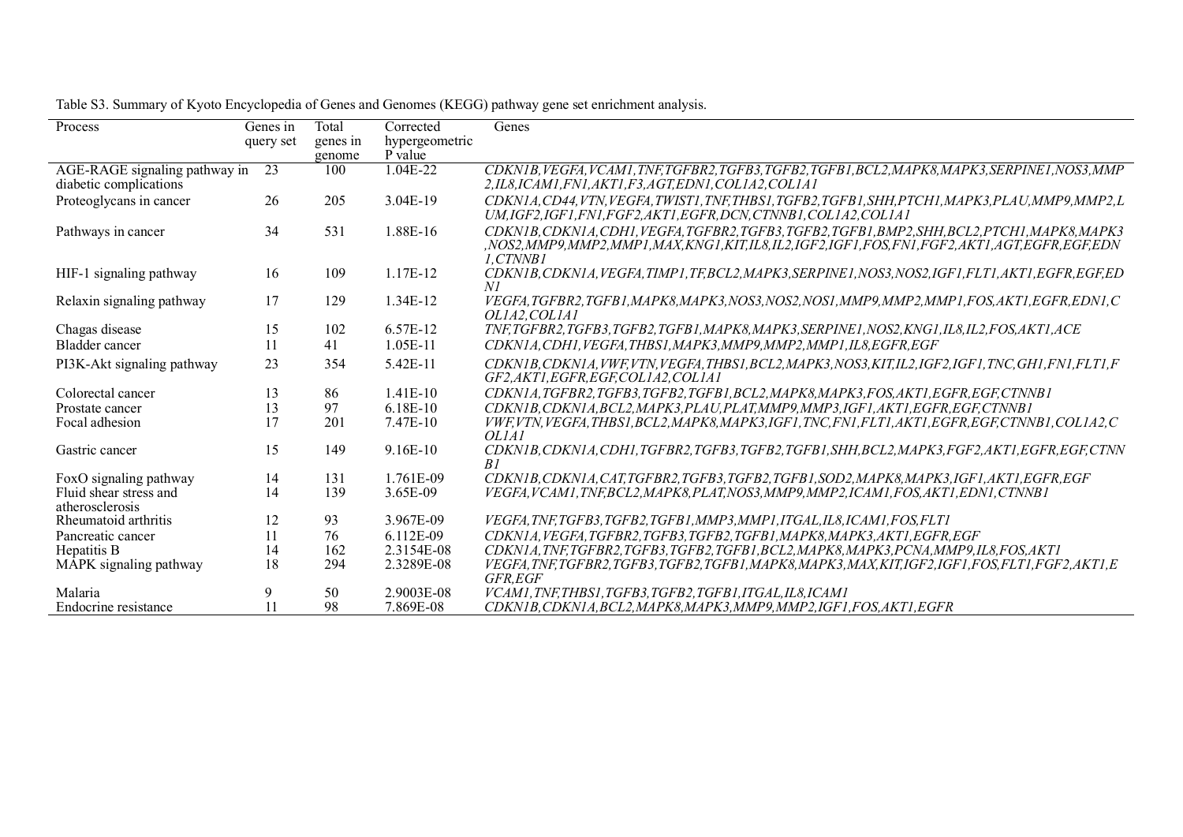Table S3. Summary of Kyoto Encyclopedia of Genes and Genomes (KEGG) pathway gene set enrichment analysis.

| Process | Genes in query set | Total genes in genome | Corrected hypergeometric P value | Genes |
|---|---|---|---|---|
| AGE-RAGE signaling pathway in diabetic complications | 23 | 100 | 1.04E-22 | *CDKN1B,VEGFA,VCAM1,TNF,TGFBR2,TGFB3,TGFB2,TGFB1,BCL2,MAPK8,MAPK3,SERPINE1,NOS3,MMP2,IL8,ICAM1,FN1,AKT1,F3,AGT,EDN1,COL1A2,COL1A1* |
| Proteoglycans in cancer | 26 | 205 | 3.04E-19 | *CDKN1A,CD44,VTN,VEGFA,TWIST1,TNF,THBS1,TGFB2,TGFB1,SHH,PTCH1,MAPK3,PLAU,MMP9,MMP2,LUM,IGF2,IGF1,FN1,FGF2,AKT1,EGFR,DCN,CTNNB1,COL1A2,COL1A1* |
| Pathways in cancer | 34 | 531 | 1.88E-16 | *CDKN1B,CDKN1A,CDH1,VEGFA,TGFBR2,TGFB3,TGFB2,TGFB1,BMP2,SHH,BCL2,PTCH1,MAPK8,MAPK3,NOS2,MMP9,MMP2,MMP1,MAX,KNG1,KIT,IL8,IL2,IGF2,IGF1,FOS,FN1,FGF2,AKT1,AGT,EGFR,EGF,EDN1,CTNNB1* |
| HIF-1 signaling pathway | 16 | 109 | 1.17E-12 | *CDKN1B,CDKN1A,VEGFA,TIMP1,TF,BCL2,MAPK3,SERPINE1,NOS3,NOS2,IGF1,FLT1,AKT1,EGFR,EGF,EDN1* |
| Relaxin signaling pathway | 17 | 129 | 1.34E-12 | *VEGFA,TGFBR2,TGFB1,MAPK8,MAPK3,NOS3,NOS2,NOS1,MMP9,MMP2,MMP1,FOS,AKT1,EGFR,EDN1,COL1A2,COL1A1* |
| Chagas disease | 15 | 102 | 6.57E-12 | *TNF,TGFBR2,TGFB3,TGFB2,TGFB1,MAPK8,MAPK3,SERPINE1,NOS2,KNG1,IL8,IL2,FOS,AKT1,ACE* |
| Bladder cancer | 11 | 41 | 1.05E-11 | *CDKN1A,CDH1,VEGFA,THBS1,MAPK3,MMP9,MMP2,MMP1,IL8,EGFR,EGF* |
| PI3K-Akt signaling pathway | 23 | 354 | 5.42E-11 | *CDKN1B,CDKN1A,VWF,VTN,VEGFA,THBS1,BCL2,MAPK3,NOS3,KIT,IL2,IGF2,IGF1,TNC,GH1,FN1,FLT1,FGF2,AKT1,EGFR,EGF,COL1A2,COL1A1* |
| Colorectal cancer | 13 | 86 | 1.41E-10 | *CDKN1A,TGFBR2,TGFB3,TGFB2,TGFB1,BCL2,MAPK8,MAPK3,FOS,AKT1,EGFR,EGF,CTNNB1* |
| Prostate cancer | 13 | 97 | 6.18E-10 | *CDKN1B,CDKN1A,BCL2,MAPK3,PLAU,PLAT,MMP9,MMP3,IGF1,AKT1,EGFR,EGF,CTNNB1* |
| Focal adhesion | 17 | 201 | 7.47E-10 | *VWF,VTN,VEGFA,THBS1,BCL2,MAPK8,MAPK3,IGF1,TNC,FN1,FLT1,AKT1,EGFR,EGF,CTNNB1,COL1A2,COL1A1* |
| Gastric cancer | 15 | 149 | 9.16E-10 | *CDKN1B,CDKN1A,CDH1,TGFBR2,TGFB3,TGFB2,TGFB1,SHH,BCL2,MAPK3,FGF2,AKT1,EGFR,EGF,CTNNB1* |
| FoxO signaling pathway | 14 | 131 | 1.761E-09 | *CDKN1B,CDKN1A,CAT,TGFBR2,TGFB3,TGFB2,TGFB1,SOD2,MAPK8,MAPK3,IGF1,AKT1,EGFR,EGF* |
| Fluid shear stress and atherosclerosis | 14 | 139 | 3.65E-09 | *VEGFA,VCAM1,TNF,BCL2,MAPK8,PLAT,NOS3,MMP9,MMP2,ICAM1,FOS,AKT1,EDN1,CTNNB1* |
| Rheumatoid arthritis | 12 | 93 | 3.967E-09 | *VEGFA,TNF,TGFB3,TGFB2,TGFB1,MMP3,MMP1,ITGAL,IL8,ICAM1,FOS,FLT1* |
| Pancreatic cancer | 11 | 76 | 6.112E-09 | *CDKN1A,VEGFA,TGFBR2,TGFB3,TGFB2,TGFB1,MAPK8,MAPK3,AKT1,EGFR,EGF* |
| Hepatitis B | 14 | 162 | 2.3154E-08 | *CDKN1A,TNF,TGFBR2,TGFB3,TGFB2,TGFB1,BCL2,MAPK8,MAPK3,PCNA,MMP9,IL8,FOS,AKT1* |
| MAPK signaling pathway | 18 | 294 | 2.3289E-08 | *VEGFA,TNF,TGFBR2,TGFB3,TGFB2,TGFB1,MAPK8,MAPK3,MAX,KIT,IGF2,IGF1,FOS,FLT1,FGF2,AKT1,EGFR,EGF* |
| Malaria | 9 | 50 | 2.9003E-08 | *VCAM1,TNF,THBS1,TGFB3,TGFB2,TGFB1,ITGAL,IL8,ICAM1* |
| Endocrine resistance | 11 | 98 | 7.869E-08 | *CDKN1B,CDKN1A,BCL2,MAPK8,MAPK3,MMP9,MMP2,IGF1,FOS,AKT1,EGFR* |